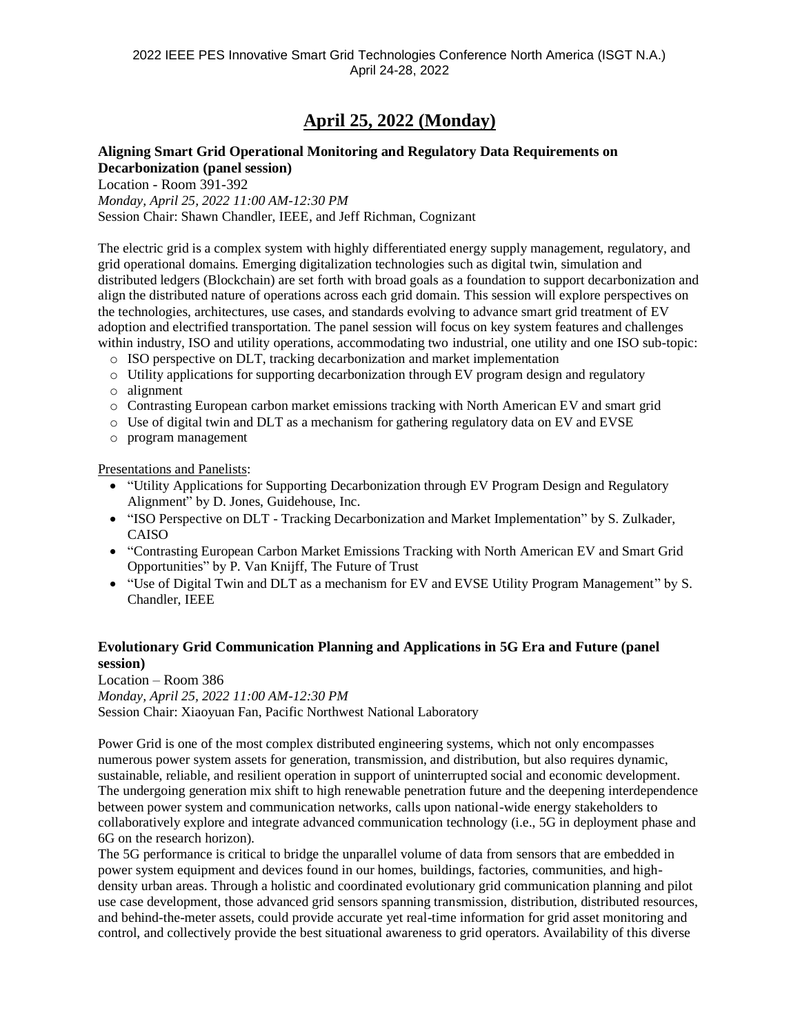2022 IEEE PES Innovative Smart Grid Technologies Conference North America (ISGT N.A.)
April 24-28, 2022

# April 25, 2022 (Monday)

**Aligning Smart Grid Operational Monitoring and Regulatory Data Requirements on Decarbonization (panel session)**

Location - Room 391-392
*Monday, April 25, 2022 11:00 AM-12:30 PM*
Session Chair: Shawn Chandler, IEEE, and Jeff Richman, Cognizant

The electric grid is a complex system with highly differentiated energy supply management, regulatory, and grid operational domains. Emerging digitalization technologies such as digital twin, simulation and distributed ledgers (Blockchain) are set forth with broad goals as a foundation to support decarbonization and align the distributed nature of operations across each grid domain. This session will explore perspectives on the technologies, architectures, use cases, and standards evolving to advance smart grid treatment of EV adoption and electrified transportation. The panel session will focus on key system features and challenges within industry, ISO and utility operations, accommodating two industrial, one utility and one ISO sub-topic:

- ISO perspective on DLT, tracking decarbonization and market implementation
- Utility applications for supporting decarbonization through EV program design and regulatory
- alignment
- Contrasting European carbon market emissions tracking with North American EV and smart grid
- Use of digital twin and DLT as a mechanism for gathering regulatory data on EV and EVSE
- program management

Presentations and Panelists:

- "Utility Applications for Supporting Decarbonization through EV Program Design and Regulatory Alignment" by D. Jones, Guidehouse, Inc.
- "ISO Perspective on DLT - Tracking Decarbonization and Market Implementation" by S. Zulkader, CAISO
- "Contrasting European Carbon Market Emissions Tracking with North American EV and Smart Grid Opportunities" by P. Van Knijff, The Future of Trust
- "Use of Digital Twin and DLT as a mechanism for EV and EVSE Utility Program Management" by S. Chandler, IEEE

**Evolutionary Grid Communication Planning and Applications in 5G Era and Future (panel session)**

Location – Room 386
*Monday, April 25, 2022 11:00 AM-12:30 PM*
Session Chair: Xiaoyuan Fan, Pacific Northwest National Laboratory

Power Grid is one of the most complex distributed engineering systems, which not only encompasses numerous power system assets for generation, transmission, and distribution, but also requires dynamic, sustainable, reliable, and resilient operation in support of uninterrupted social and economic development. The undergoing generation mix shift to high renewable penetration future and the deepening interdependence between power system and communication networks, calls upon national-wide energy stakeholders to collaboratively explore and integrate advanced communication technology (i.e., 5G in deployment phase and 6G on the research horizon).

The 5G performance is critical to bridge the unparallel volume of data from sensors that are embedded in power system equipment and devices found in our homes, buildings, factories, communities, and high-density urban areas. Through a holistic and coordinated evolutionary grid communication planning and pilot use case development, those advanced grid sensors spanning transmission, distribution, distributed resources, and behind-the-meter assets, could provide accurate yet real-time information for grid asset monitoring and control, and collectively provide the best situational awareness to grid operators. Availability of this diverse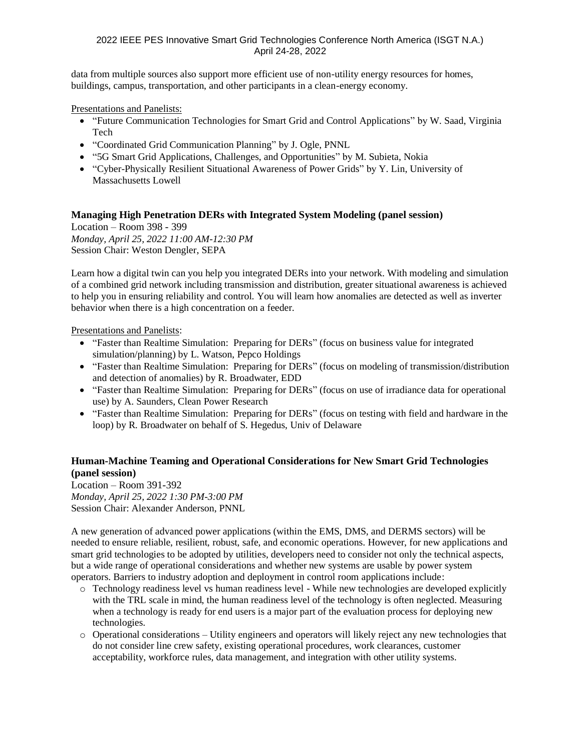data from multiple sources also support more efficient use of non-utility energy resources for homes, buildings, campus, transportation, and other participants in a clean-energy economy.

Presentations and Panelists:

- "Future Communication Technologies for Smart Grid and Control Applications" by W. Saad, Virginia Tech
- "Coordinated Grid Communication Planning" by J. Ogle, PNNL
- "5G Smart Grid Applications, Challenges, and Opportunities" by M. Subieta, Nokia
- "Cyber-Physically Resilient Situational Awareness of Power Grids" by Y. Lin, University of Massachusetts Lowell

### Managing High Penetration DERs with Integrated System Modeling (panel session)

Location – Room 398 - 399
*Monday, April 25, 2022 11:00 AM-12:30 PM*
Session Chair: Weston Dengler, SEPA

Learn how a digital twin can you help you integrated DERs into your network. With modeling and simulation of a combined grid network including transmission and distribution, greater situational awareness is achieved to help you in ensuring reliability and control. You will learn how anomalies are detected as well as inverter behavior when there is a high concentration on a feeder.

Presentations and Panelists:

- "Faster than Realtime Simulation: Preparing for DERs" (focus on business value for integrated simulation/planning) by L. Watson, Pepco Holdings
- "Faster than Realtime Simulation: Preparing for DERs" (focus on modeling of transmission/distribution and detection of anomalies) by R. Broadwater, EDD
- "Faster than Realtime Simulation: Preparing for DERs" (focus on use of irradiance data for operational use) by A. Saunders, Clean Power Research
- "Faster than Realtime Simulation: Preparing for DERs" (focus on testing with field and hardware in the loop) by R. Broadwater on behalf of S. Hegedus, Univ of Delaware

### Human-Machine Teaming and Operational Considerations for New Smart Grid Technologies (panel session)

Location – Room 391-392
*Monday, April 25, 2022 1:30 PM-3:00 PM*
Session Chair: Alexander Anderson, PNNL

A new generation of advanced power applications (within the EMS, DMS, and DERMS sectors) will be needed to ensure reliable, resilient, robust, safe, and economic operations. However, for new applications and smart grid technologies to be adopted by utilities, developers need to consider not only the technical aspects, but a wide range of operational considerations and whether new systems are usable by power system operators. Barriers to industry adoption and deployment in control room applications include:

- Technology readiness level vs human readiness level - While new technologies are developed explicitly with the TRL scale in mind, the human readiness level of the technology is often neglected. Measuring when a technology is ready for end users is a major part of the evaluation process for deploying new technologies.
- Operational considerations – Utility engineers and operators will likely reject any new technologies that do not consider line crew safety, existing operational procedures, work clearances, customer acceptability, workforce rules, data management, and integration with other utility systems.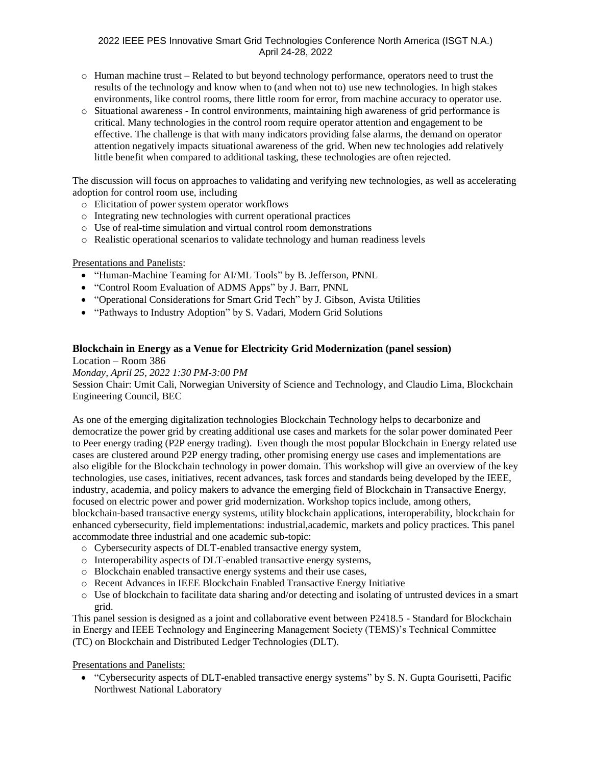- Human machine trust – Related to but beyond technology performance, operators need to trust the results of the technology and know when to (and when not to) use new technologies. In high stakes environments, like control rooms, there little room for error, from machine accuracy to operator use.
- Situational awareness - In control environments, maintaining high awareness of grid performance is critical. Many technologies in the control room require operator attention and engagement to be effective. The challenge is that with many indicators providing false alarms, the demand on operator attention negatively impacts situational awareness of the grid. When new technologies add relatively little benefit when compared to additional tasking, these technologies are often rejected.

The discussion will focus on approaches to validating and verifying new technologies, as well as accelerating adoption for control room use, including

- Elicitation of power system operator workflows
- Integrating new technologies with current operational practices
- Use of real-time simulation and virtual control room demonstrations
- Realistic operational scenarios to validate technology and human readiness levels

Presentations and Panelists:

- "Human-Machine Teaming for AI/ML Tools" by B. Jefferson, PNNL
- "Control Room Evaluation of ADMS Apps" by J. Barr, PNNL
- "Operational Considerations for Smart Grid Tech" by J. Gibson, Avista Utilities
- "Pathways to Industry Adoption" by S. Vadari, Modern Grid Solutions

**Blockchain in Energy as a Venue for Electricity Grid Modernization (panel session)**

Location – Room 386

*Monday, April 25, 2022 1:30 PM-3:00 PM*

Session Chair: Umit Cali, Norwegian University of Science and Technology, and Claudio Lima, Blockchain Engineering Council, BEC

As one of the emerging digitalization technologies Blockchain Technology helps to decarbonize and democratize the power grid by creating additional use cases and markets for the solar power dominated Peer to Peer energy trading (P2P energy trading). Even though the most popular Blockchain in Energy related use cases are clustered around P2P energy trading, other promising energy use cases and implementations are also eligible for the Blockchain technology in power domain. This workshop will give an overview of the key technologies, use cases, initiatives, recent advances, task forces and standards being developed by the IEEE, industry, academia, and policy makers to advance the emerging field of Blockchain in Transactive Energy, focused on electric power and power grid modernization. Workshop topics include, among others, blockchain-based transactive energy systems, utility blockchain applications, interoperability, blockchain for enhanced cybersecurity, field implementations: industrial,academic, markets and policy practices. This panel accommodate three industrial and one academic sub-topic:

- Cybersecurity aspects of DLT-enabled transactive energy system,
- Interoperability aspects of DLT-enabled transactive energy systems,
- Blockchain enabled transactive energy systems and their use cases,
- Recent Advances in IEEE Blockchain Enabled Transactive Energy Initiative
- Use of blockchain to facilitate data sharing and/or detecting and isolating of untrusted devices in a smart grid.

This panel session is designed as a joint and collaborative event between P2418.5 - Standard for Blockchain in Energy and IEEE Technology and Engineering Management Society (TEMS)'s Technical Committee (TC) on Blockchain and Distributed Ledger Technologies (DLT).

Presentations and Panelists:

- "Cybersecurity aspects of DLT-enabled transactive energy systems" by S. N. Gupta Gourisetti, Pacific Northwest National Laboratory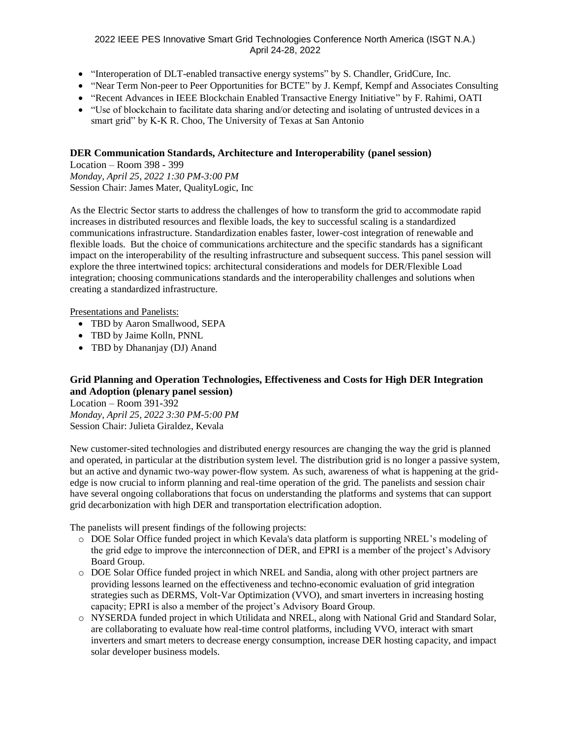- “Interoperation of DLT-enabled transactive energy systems” by S. Chandler, GridCure, Inc.
- “Near Term Non-peer to Peer Opportunities for BCTE” by J. Kempf, Kempf and Associates Consulting
- “Recent Advances in IEEE Blockchain Enabled Transactive Energy Initiative” by F. Rahimi, OATI
- “Use of blockchain to facilitate data sharing and/or detecting and isolating of untrusted devices in a smart grid” by K-K R. Choo, The University of Texas at San Antonio

**DER Communication Standards, Architecture and Interoperability (panel session)**

Location – Room 398 - 399

*Monday, April 25, 2022 1:30 PM-3:00 PM*

Session Chair: James Mater, QualityLogic, Inc

As the Electric Sector starts to address the challenges of how to transform the grid to accommodate rapid increases in distributed resources and flexible loads, the key to successful scaling is a standardized communications infrastructure. Standardization enables faster, lower-cost integration of renewable and flexible loads. But the choice of communications architecture and the specific standards has a significant impact on the interoperability of the resulting infrastructure and subsequent success. This panel session will explore the three intertwined topics: architectural considerations and models for DER/Flexible Load integration; choosing communications standards and the interoperability challenges and solutions when creating a standardized infrastructure.

Presentations and Panelists:

- TBD by Aaron Smallwood, SEPA
- TBD by Jaime Kolln, PNNL
- TBD by Dhananjay (DJ) Anand

**Grid Planning and Operation Technologies, Effectiveness and Costs for High DER Integration and Adoption (plenary panel session)**

Location – Room 391-392

*Monday, April 25, 2022 3:30 PM-5:00 PM*

Session Chair: Julieta Giraldez, Kevala

New customer-sited technologies and distributed energy resources are changing the way the grid is planned and operated, in particular at the distribution system level. The distribution grid is no longer a passive system, but an active and dynamic two-way power-flow system. As such, awareness of what is happening at the grid-edge is now crucial to inform planning and real-time operation of the grid. The panelists and session chair have several ongoing collaborations that focus on understanding the platforms and systems that can support grid decarbonization with high DER and transportation electrification adoption.

The panelists will present findings of the following projects:

- DOE Solar Office funded project in which Kevala's data platform is supporting NREL’s modeling of the grid edge to improve the interconnection of DER, and EPRI is a member of the project’s Advisory Board Group.
- DOE Solar Office funded project in which NREL and Sandia, along with other project partners are providing lessons learned on the effectiveness and techno-economic evaluation of grid integration strategies such as DERMS, Volt-Var Optimization (VVO), and smart inverters in increasing hosting capacity; EPRI is also a member of the project’s Advisory Board Group.
- NYSERDA funded project in which Utilidata and NREL, along with National Grid and Standard Solar, are collaborating to evaluate how real-time control platforms, including VVO, interact with smart inverters and smart meters to decrease energy consumption, increase DER hosting capacity, and impact solar developer business models.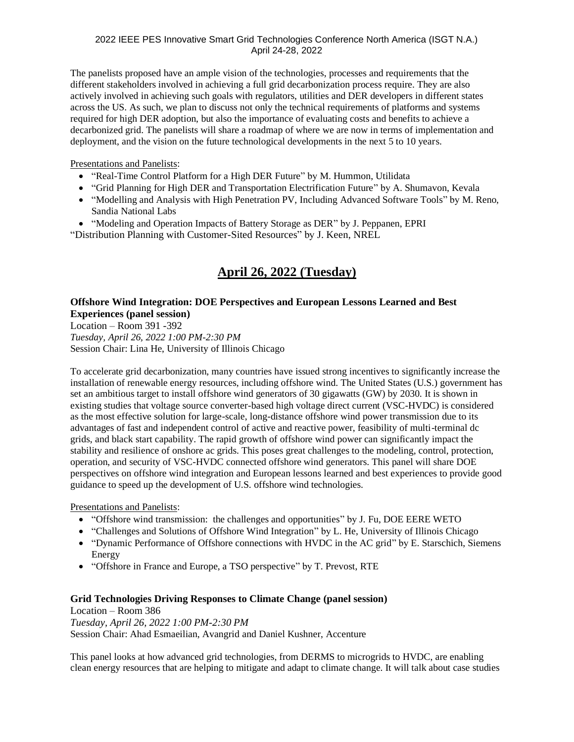The panelists proposed have an ample vision of the technologies, processes and requirements that the different stakeholders involved in achieving a full grid decarbonization process require. They are also actively involved in achieving such goals with regulators, utilities and DER developers in different states across the US. As such, we plan to discuss not only the technical requirements of platforms and systems required for high DER adoption, but also the importance of evaluating costs and benefits to achieve a decarbonized grid. The panelists will share a roadmap of where we are now in terms of implementation and deployment, and the vision on the future technological developments in the next 5 to 10 years.

Presentations and Panelists:

- "Real-Time Control Platform for a High DER Future" by M. Hummon, Utilidata
- "Grid Planning for High DER and Transportation Electrification Future" by A. Shumavon, Kevala
- "Modelling and Analysis with High Penetration PV, Including Advanced Software Tools" by M. Reno, Sandia National Labs
- "Modeling and Operation Impacts of Battery Storage as DER" by J. Peppanen, EPRI

"Distribution Planning with Customer-Sited Resources" by J. Keen, NREL

## April 26, 2022 (Tuesday)

**Offshore Wind Integration: DOE Perspectives and European Lessons Learned and Best Experiences (panel session)**
Location – Room 391 -392
*Tuesday, April 26, 2022 1:00 PM-2:30 PM*
Session Chair: Lina He, University of Illinois Chicago

To accelerate grid decarbonization, many countries have issued strong incentives to significantly increase the installation of renewable energy resources, including offshore wind. The United States (U.S.) government has set an ambitious target to install offshore wind generators of 30 gigawatts (GW) by 2030. It is shown in existing studies that voltage source converter-based high voltage direct current (VSC-HVDC) is considered as the most effective solution for large-scale, long-distance offshore wind power transmission due to its advantages of fast and independent control of active and reactive power, feasibility of multi-terminal dc grids, and black start capability. The rapid growth of offshore wind power can significantly impact the stability and resilience of onshore ac grids. This poses great challenges to the modeling, control, protection, operation, and security of VSC-HVDC connected offshore wind generators. This panel will share DOE perspectives on offshore wind integration and European lessons learned and best experiences to provide good guidance to speed up the development of U.S. offshore wind technologies.

Presentations and Panelists:

- "Offshore wind transmission: the challenges and opportunities" by J. Fu, DOE EERE WETO
- "Challenges and Solutions of Offshore Wind Integration" by L. He, University of Illinois Chicago
- "Dynamic Performance of Offshore connections with HVDC in the AC grid" by E. Starschich, Siemens Energy
- "Offshore in France and Europe, a TSO perspective" by T. Prevost, RTE

**Grid Technologies Driving Responses to Climate Change (panel session)**
Location – Room 386
*Tuesday, April 26, 2022 1:00 PM-2:30 PM*
Session Chair: Ahad Esmaeilian, Avangrid and Daniel Kushner, Accenture

This panel looks at how advanced grid technologies, from DERMS to microgrids to HVDC, are enabling clean energy resources that are helping to mitigate and adapt to climate change. It will talk about case studies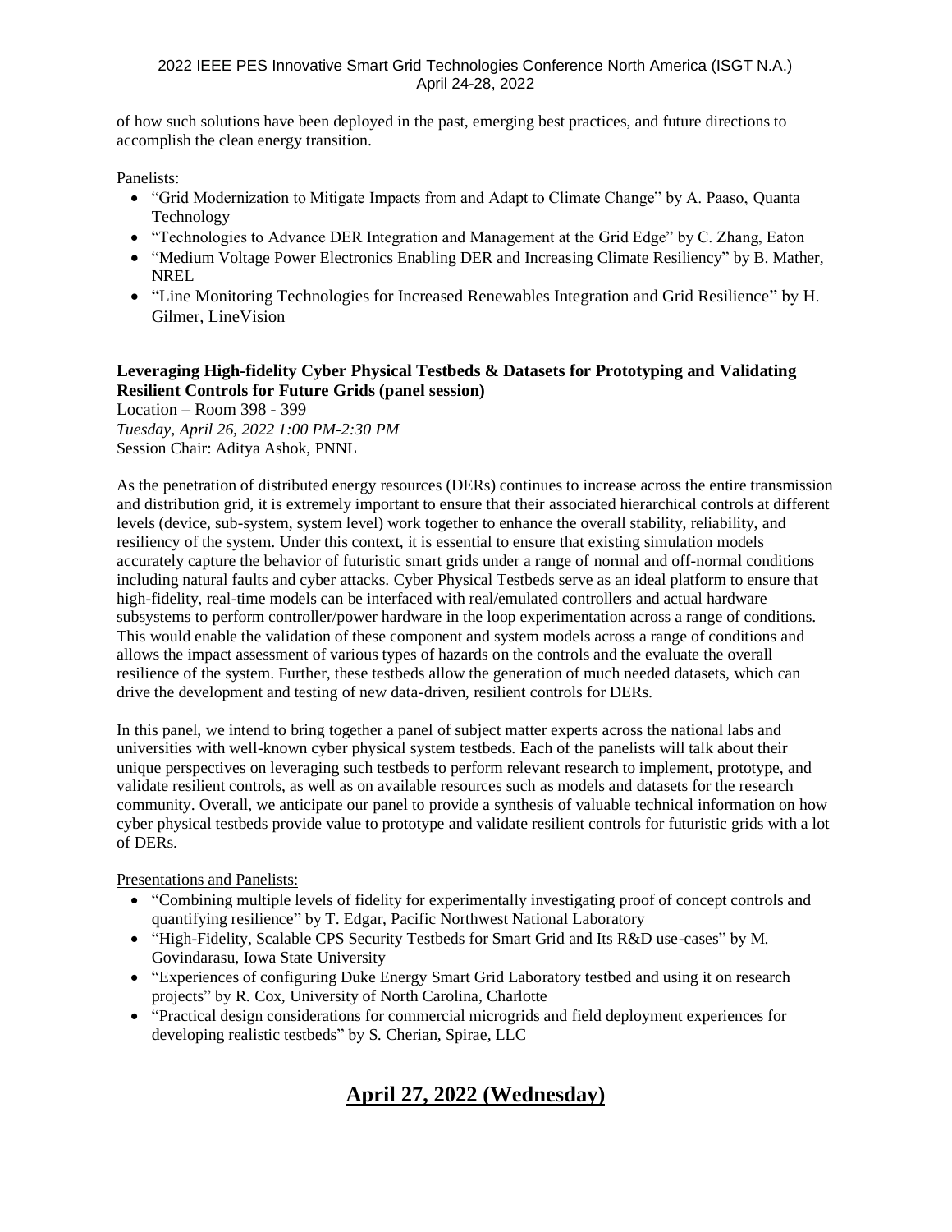of how such solutions have been deployed in the past, emerging best practices, and future directions to accomplish the clean energy transition.

Panelists:

- "Grid Modernization to Mitigate Impacts from and Adapt to Climate Change" by A. Paaso, Quanta Technology
- "Technologies to Advance DER Integration and Management at the Grid Edge" by C. Zhang, Eaton
- "Medium Voltage Power Electronics Enabling DER and Increasing Climate Resiliency" by B. Mather, NREL
- "Line Monitoring Technologies for Increased Renewables Integration and Grid Resilience" by H. Gilmer, LineVision

**Leveraging High-fidelity Cyber Physical Testbeds & Datasets for Prototyping and Validating Resilient Controls for Future Grids (panel session)**

Location – Room 398 - 399

*Tuesday, April 26, 2022 1:00 PM-2:30 PM*

Session Chair: Aditya Ashok, PNNL

As the penetration of distributed energy resources (DERs) continues to increase across the entire transmission and distribution grid, it is extremely important to ensure that their associated hierarchical controls at different levels (device, sub-system, system level) work together to enhance the overall stability, reliability, and resiliency of the system. Under this context, it is essential to ensure that existing simulation models accurately capture the behavior of futuristic smart grids under a range of normal and off-normal conditions including natural faults and cyber attacks. Cyber Physical Testbeds serve as an ideal platform to ensure that high-fidelity, real-time models can be interfaced with real/emulated controllers and actual hardware subsystems to perform controller/power hardware in the loop experimentation across a range of conditions. This would enable the validation of these component and system models across a range of conditions and allows the impact assessment of various types of hazards on the controls and the evaluate the overall resilience of the system. Further, these testbeds allow the generation of much needed datasets, which can drive the development and testing of new data-driven, resilient controls for DERs.

In this panel, we intend to bring together a panel of subject matter experts across the national labs and universities with well-known cyber physical system testbeds. Each of the panelists will talk about their unique perspectives on leveraging such testbeds to perform relevant research to implement, prototype, and validate resilient controls, as well as on available resources such as models and datasets for the research community. Overall, we anticipate our panel to provide a synthesis of valuable technical information on how cyber physical testbeds provide value to prototype and validate resilient controls for futuristic grids with a lot of DERs.

Presentations and Panelists:

- "Combining multiple levels of fidelity for experimentally investigating proof of concept controls and quantifying resilience" by T. Edgar, Pacific Northwest National Laboratory
- "High-Fidelity, Scalable CPS Security Testbeds for Smart Grid and Its R&D use-cases" by M. Govindarasu, Iowa State University
- "Experiences of configuring Duke Energy Smart Grid Laboratory testbed and using it on research projects" by R. Cox, University of North Carolina, Charlotte
- "Practical design considerations for commercial microgrids and field deployment experiences for developing realistic testbeds" by S. Cherian, Spirae, LLC

## April 27, 2022 (Wednesday)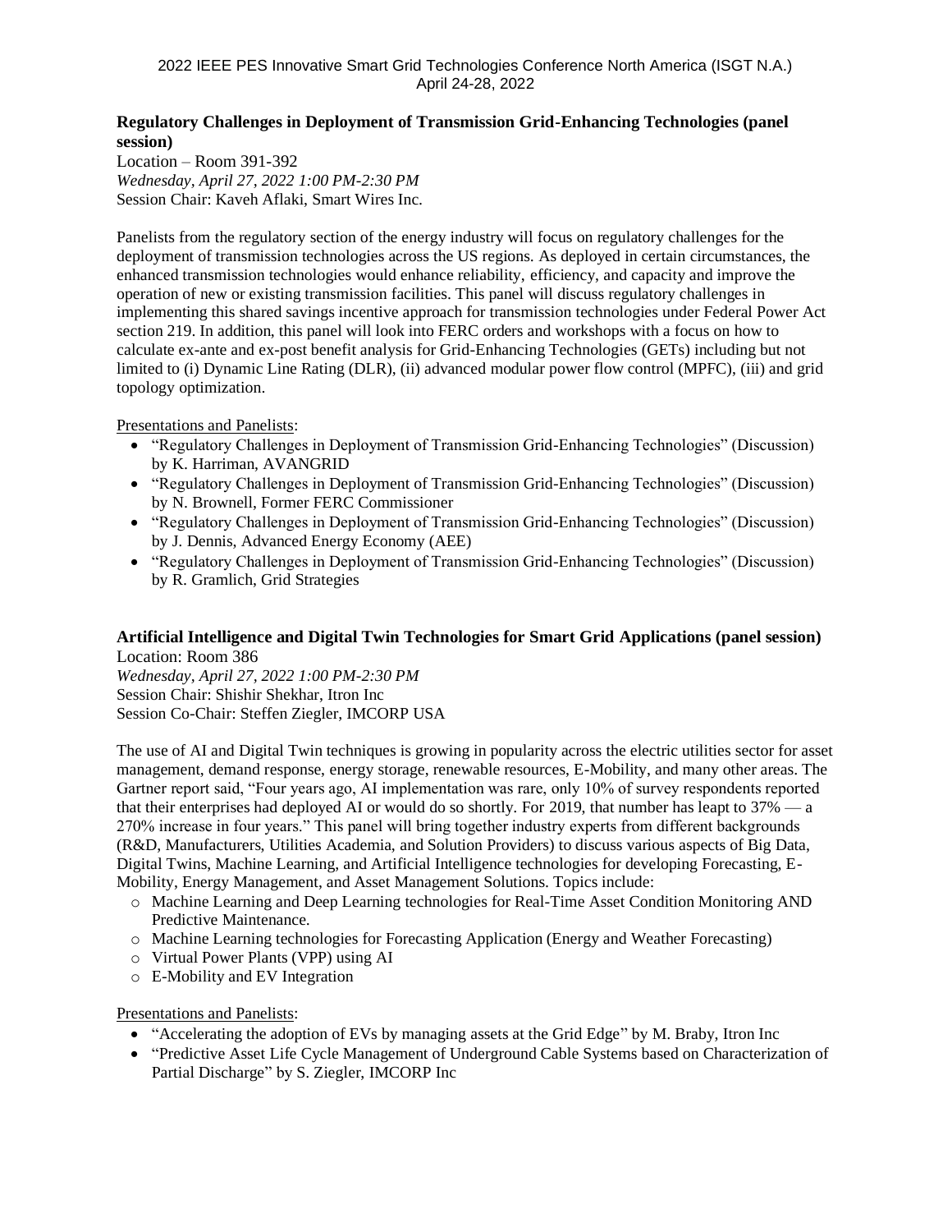### Regulatory Challenges in Deployment of Transmission Grid-Enhancing Technologies (panel session)

Location – Room 391-392
*Wednesday, April 27, 2022 1:00 PM-2:30 PM*
Session Chair: Kaveh Aflaki, Smart Wires Inc.

Panelists from the regulatory section of the energy industry will focus on regulatory challenges for the deployment of transmission technologies across the US regions. As deployed in certain circumstances, the enhanced transmission technologies would enhance reliability, efficiency, and capacity and improve the operation of new or existing transmission facilities. This panel will discuss regulatory challenges in implementing this shared savings incentive approach for transmission technologies under Federal Power Act section 219. In addition, this panel will look into FERC orders and workshops with a focus on how to calculate ex-ante and ex-post benefit analysis for Grid-Enhancing Technologies (GETs) including but not limited to (i) Dynamic Line Rating (DLR), (ii) advanced modular power flow control (MPFC), (iii) and grid topology optimization.

Presentations and Panelists:

- "Regulatory Challenges in Deployment of Transmission Grid-Enhancing Technologies" (Discussion) by K. Harriman, AVANGRID
- "Regulatory Challenges in Deployment of Transmission Grid-Enhancing Technologies" (Discussion) by N. Brownell, Former FERC Commissioner
- "Regulatory Challenges in Deployment of Transmission Grid-Enhancing Technologies" (Discussion) by J. Dennis, Advanced Energy Economy (AEE)
- "Regulatory Challenges in Deployment of Transmission Grid-Enhancing Technologies" (Discussion) by R. Gramlich, Grid Strategies

### Artificial Intelligence and Digital Twin Technologies for Smart Grid Applications (panel session)

Location: Room 386
*Wednesday, April 27, 2022 1:00 PM-2:30 PM*
Session Chair: Shishir Shekhar, Itron Inc
Session Co-Chair: Steffen Ziegler, IMCORP USA

The use of AI and Digital Twin techniques is growing in popularity across the electric utilities sector for asset management, demand response, energy storage, renewable resources, E-Mobility, and many other areas. The Gartner report said, "Four years ago, AI implementation was rare, only 10% of survey respondents reported that their enterprises had deployed AI or would do so shortly. For 2019, that number has leapt to 37% — a 270% increase in four years." This panel will bring together industry experts from different backgrounds (R&D, Manufacturers, Utilities Academia, and Solution Providers) to discuss various aspects of Big Data, Digital Twins, Machine Learning, and Artificial Intelligence technologies for developing Forecasting, E-Mobility, Energy Management, and Asset Management Solutions. Topics include:

- Machine Learning and Deep Learning technologies for Real-Time Asset Condition Monitoring AND Predictive Maintenance.
- Machine Learning technologies for Forecasting Application (Energy and Weather Forecasting)
- Virtual Power Plants (VPP) using AI
- E-Mobility and EV Integration

Presentations and Panelists:

- "Accelerating the adoption of EVs by managing assets at the Grid Edge" by M. Braby, Itron Inc
- "Predictive Asset Life Cycle Management of Underground Cable Systems based on Characterization of Partial Discharge" by S. Ziegler, IMCORP Inc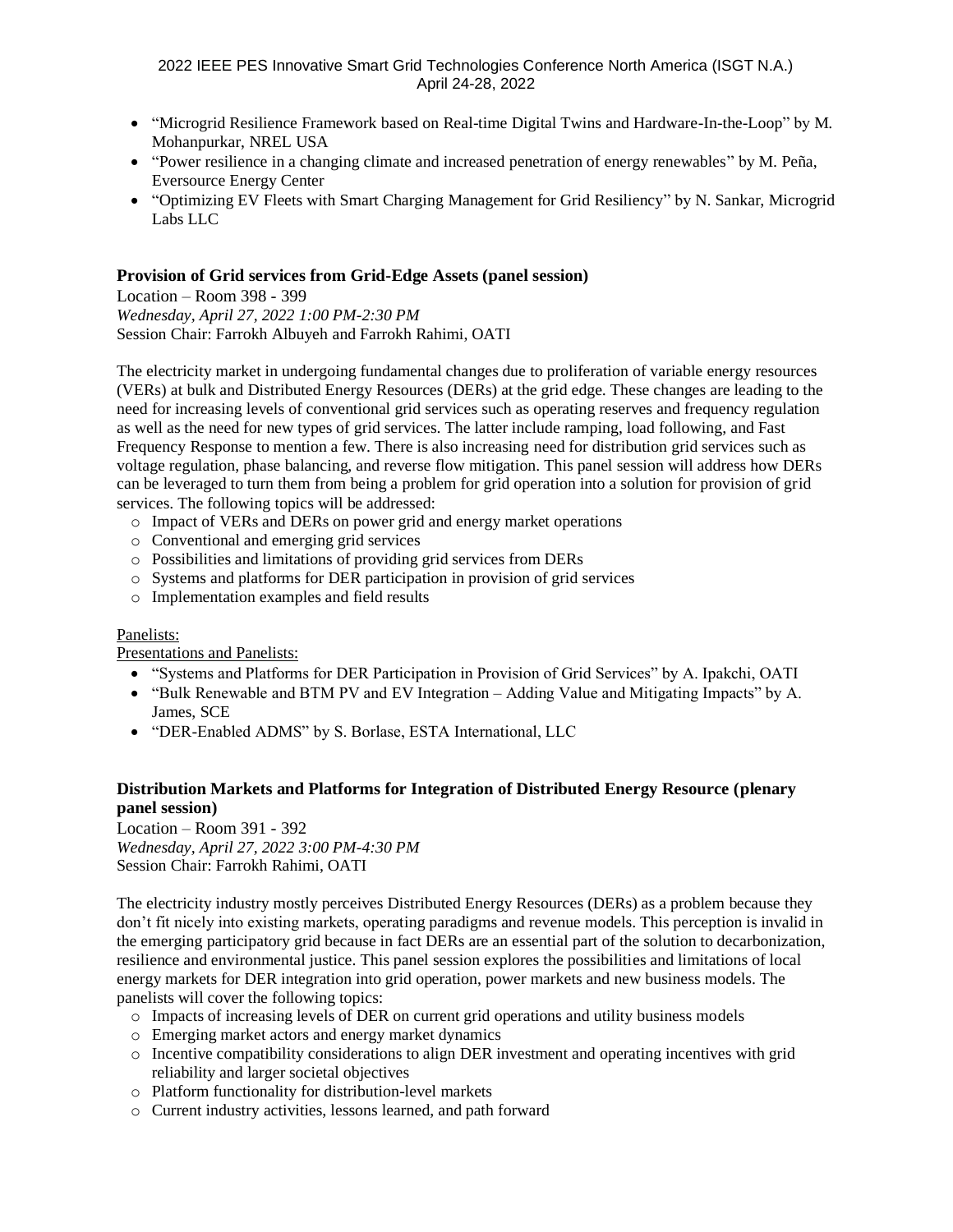- "Microgrid Resilience Framework based on Real-time Digital Twins and Hardware-In-the-Loop" by M. Mohanpurkar, NREL USA
- "Power resilience in a changing climate and increased penetration of energy renewables" by M. Peña, Eversource Energy Center
- "Optimizing EV Fleets with Smart Charging Management for Grid Resiliency" by N. Sankar, Microgrid Labs LLC

**Provision of Grid services from Grid-Edge Assets (panel session)**

Location – Room 398 - 399

*Wednesday, April 27, 2022 1:00 PM-2:30 PM*

Session Chair: Farrokh Albuyeh and Farrokh Rahimi, OATI

The electricity market in undergoing fundamental changes due to proliferation of variable energy resources (VERs) at bulk and Distributed Energy Resources (DERs) at the grid edge. These changes are leading to the need for increasing levels of conventional grid services such as operating reserves and frequency regulation as well as the need for new types of grid services. The latter include ramping, load following, and Fast Frequency Response to mention a few. There is also increasing need for distribution grid services such as voltage regulation, phase balancing, and reverse flow mitigation. This panel session will address how DERs can be leveraged to turn them from being a problem for grid operation into a solution for provision of grid services. The following topics will be addressed:

- Impact of VERs and DERs on power grid and energy market operations
- Conventional and emerging grid services
- Possibilities and limitations of providing grid services from DERs
- Systems and platforms for DER participation in provision of grid services
- Implementation examples and field results

Panelists:

Presentations and Panelists:

- "Systems and Platforms for DER Participation in Provision of Grid Services" by A. Ipakchi, OATI
- "Bulk Renewable and BTM PV and EV Integration – Adding Value and Mitigating Impacts" by A. James, SCE
- "DER-Enabled ADMS" by S. Borlase, ESTA International, LLC

**Distribution Markets and Platforms for Integration of Distributed Energy Resource (plenary panel session)**

Location – Room 391 - 392

*Wednesday, April 27, 2022 3:00 PM-4:30 PM*

Session Chair: Farrokh Rahimi, OATI

The electricity industry mostly perceives Distributed Energy Resources (DERs) as a problem because they don't fit nicely into existing markets, operating paradigms and revenue models. This perception is invalid in the emerging participatory grid because in fact DERs are an essential part of the solution to decarbonization, resilience and environmental justice. This panel session explores the possibilities and limitations of local energy markets for DER integration into grid operation, power markets and new business models. The panelists will cover the following topics:

- Impacts of increasing levels of DER on current grid operations and utility business models
- Emerging market actors and energy market dynamics
- Incentive compatibility considerations to align DER investment and operating incentives with grid reliability and larger societal objectives
- Platform functionality for distribution-level markets
- Current industry activities, lessons learned, and path forward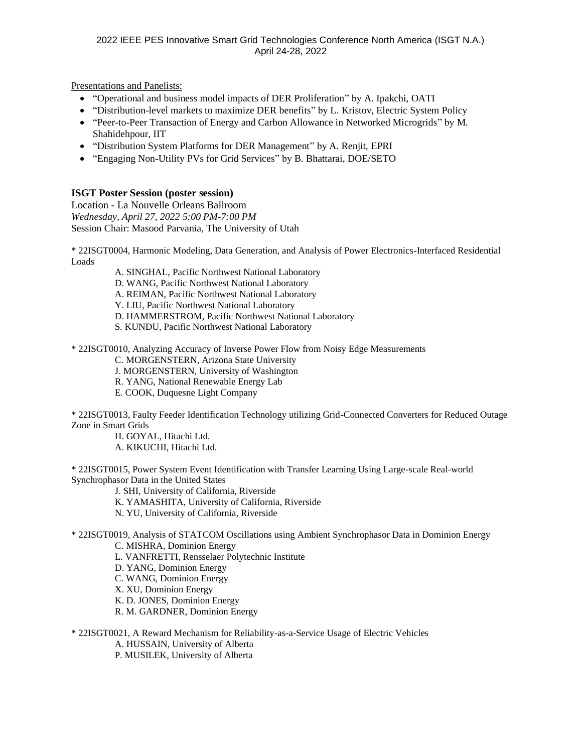Presentations and Panelists:

- "Operational and business model impacts of DER Proliferation" by A. Ipakchi, OATI
- "Distribution-level markets to maximize DER benefits" by L. Kristov, Electric System Policy
- "Peer-to-Peer Transaction of Energy and Carbon Allowance in Networked Microgrids" by M. Shahidehpour, IIT
- "Distribution System Platforms for DER Management" by A. Renjit, EPRI
- "Engaging Non-Utility PVs for Grid Services" by B. Bhattarai, DOE/SETO

**ISGT Poster Session (poster session)**

Location - La Nouvelle Orleans Ballroom
*Wednesday, April 27, 2022 5:00 PM-7:00 PM*
Session Chair: Masood Parvania, The University of Utah

* 22ISGT0004, Harmonic Modeling, Data Generation, and Analysis of Power Electronics-Interfaced Residential Loads

A. SINGHAL, Pacific Northwest National Laboratory
D. WANG, Pacific Northwest National Laboratory
A. REIMAN, Pacific Northwest National Laboratory
Y. LIU, Pacific Northwest National Laboratory
D. HAMMERSTROM, Pacific Northwest National Laboratory
S. KUNDU, Pacific Northwest National Laboratory

* 22ISGT0010, Analyzing Accuracy of Inverse Power Flow from Noisy Edge Measurements

C. MORGENSTERN, Arizona State University
J. MORGENSTERN, University of Washington
R. YANG, National Renewable Energy Lab
E. COOK, Duquesne Light Company

* 22ISGT0013, Faulty Feeder Identification Technology utilizing Grid-Connected Converters for Reduced Outage Zone in Smart Grids

H. GOYAL, Hitachi Ltd.
A. KIKUCHI, Hitachi Ltd.

* 22ISGT0015, Power System Event Identification with Transfer Learning Using Large-scale Real-world Synchrophasor Data in the United States

J. SHI, University of California, Riverside
K. YAMASHITA, University of California, Riverside
N. YU, University of California, Riverside

* 22ISGT0019, Analysis of STATCOM Oscillations using Ambient Synchrophasor Data in Dominion Energy

C. MISHRA, Dominion Energy
L. VANFRETTI, Rensselaer Polytechnic Institute
D. YANG, Dominion Energy
C. WANG, Dominion Energy
X. XU, Dominion Energy
K. D. JONES, Dominion Energy
R. M. GARDNER, Dominion Energy

* 22ISGT0021, A Reward Mechanism for Reliability-as-a-Service Usage of Electric Vehicles

A. HUSSAIN, University of Alberta
P. MUSILEK, University of Alberta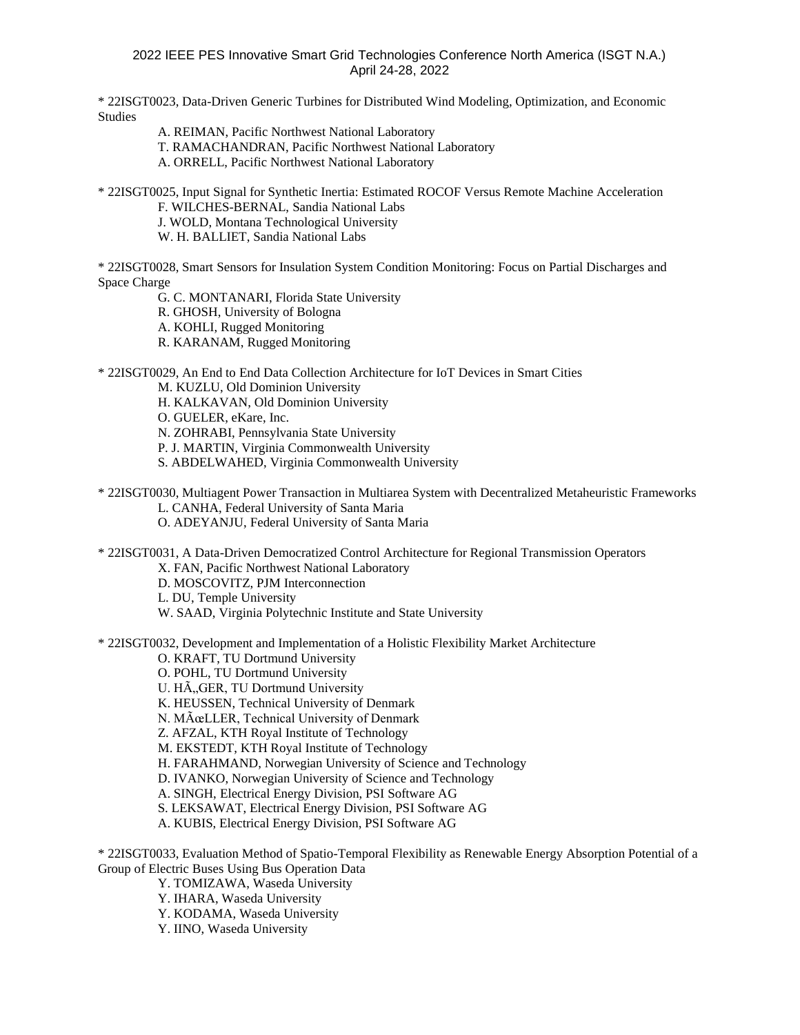* 22ISGT0023, Data-Driven Generic Turbines for Distributed Wind Modeling, Optimization, and Economic Studies

    A. REIMAN, Pacific Northwest National Laboratory
    T. RAMACHANDRAN, Pacific Northwest National Laboratory
    A. ORRELL, Pacific Northwest National Laboratory

* 22ISGT0025, Input Signal for Synthetic Inertia: Estimated ROCOF Versus Remote Machine Acceleration

    F. WILCHES-BERNAL, Sandia National Labs
    J. WOLD, Montana Technological University
    W. H. BALLIET, Sandia National Labs

* 22ISGT0028, Smart Sensors for Insulation System Condition Monitoring: Focus on Partial Discharges and Space Charge

    G. C. MONTANARI, Florida State University
    R. GHOSH, University of Bologna
    A. KOHLI, Rugged Monitoring
    R. KARANAM, Rugged Monitoring

* 22ISGT0029, An End to End Data Collection Architecture for IoT Devices in Smart Cities

    M. KUZLU, Old Dominion University
    H. KALKAVAN, Old Dominion University
    O. GUELER, eKare, Inc.
    N. ZOHRABI, Pennsylvania State University
    P. J. MARTIN, Virginia Commonwealth University
    S. ABDELWAHED, Virginia Commonwealth University

* 22ISGT0030, Multiagent Power Transaction in Multiarea System with Decentralized Metaheuristic Frameworks

    L. CANHA, Federal University of Santa Maria
    O. ADEYANJU, Federal University of Santa Maria

* 22ISGT0031, A Data-Driven Democratized Control Architecture for Regional Transmission Operators

    X. FAN, Pacific Northwest National Laboratory
    D. MOSCOVITZ, PJM Interconnection
    L. DU, Temple University
    W. SAAD, Virginia Polytechnic Institute and State University

* 22ISGT0032, Development and Implementation of a Holistic Flexibility Market Architecture

    O. KRAFT, TU Dortmund University
    O. POHL, TU Dortmund University
    U. HÃ„GER, TU Dortmund University
    K. HEUSSEN, Technical University of Denmark
    N. MÃœLLER, Technical University of Denmark
    Z. AFZAL, KTH Royal Institute of Technology
    M. EKSTEDT, KTH Royal Institute of Technology
    H. FARAHMAND, Norwegian University of Science and Technology
    D. IVANKO, Norwegian University of Science and Technology
    A. SINGH, Electrical Energy Division, PSI Software AG
    S. LEKSAWAT, Electrical Energy Division, PSI Software AG
    A. KUBIS, Electrical Energy Division, PSI Software AG

* 22ISGT0033, Evaluation Method of Spatio-Temporal Flexibility as Renewable Energy Absorption Potential of a Group of Electric Buses Using Bus Operation Data

    Y. TOMIZAWA, Waseda University
    Y. IHARA, Waseda University
    Y. KODAMA, Waseda University
    Y. IINO, Waseda University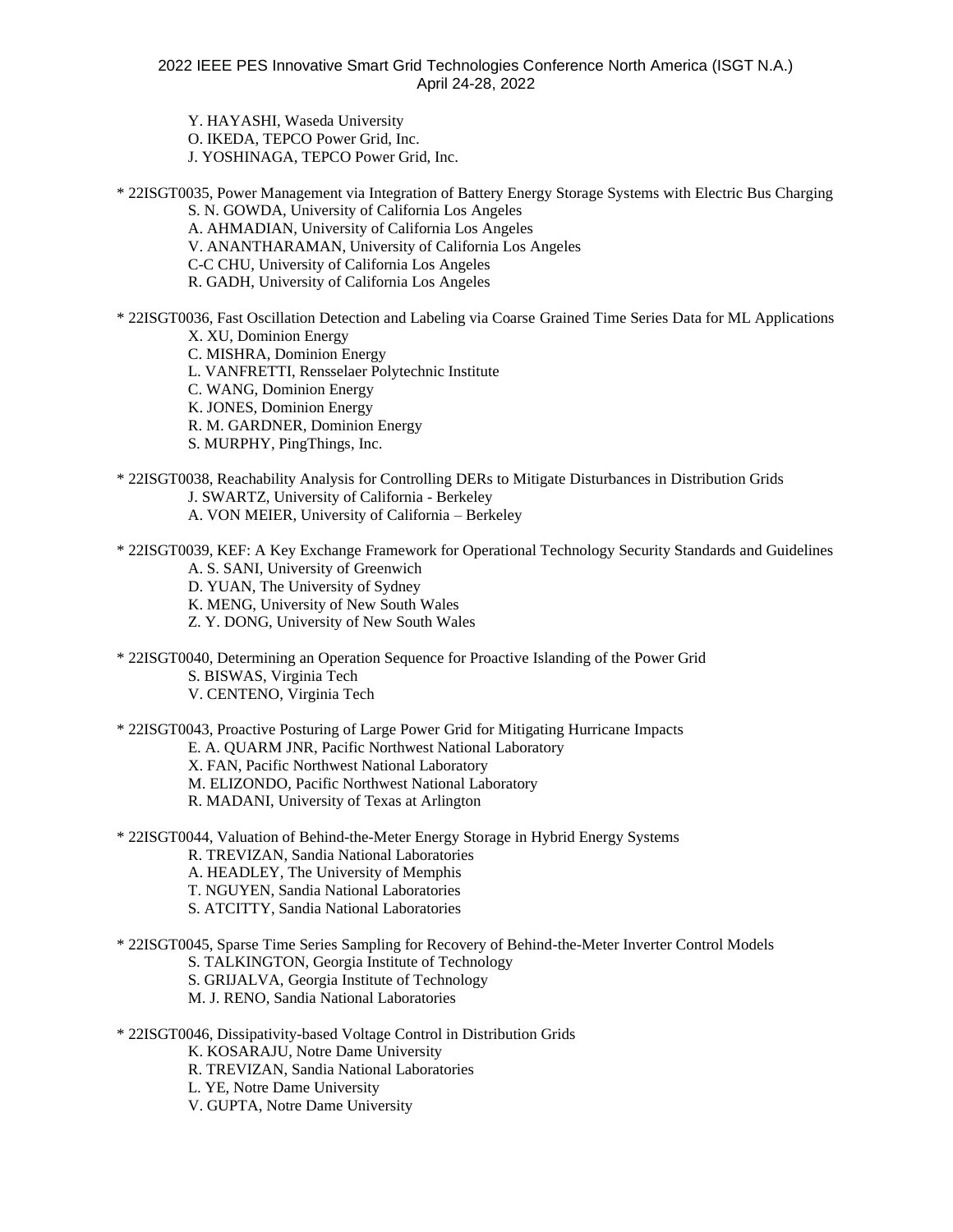Y. HAYASHI, Waseda University
O. IKEDA, TEPCO Power Grid, Inc.
J. YOSHINAGA, TEPCO Power Grid, Inc.

* 22ISGT0035, Power Management via Integration of Battery Energy Storage Systems with Electric Bus Charging
  S. N. GOWDA, University of California Los Angeles
  A. AHMADIAN, University of California Los Angeles
  V. ANANTHARAMAN, University of California Los Angeles
  C-C CHU, University of California Los Angeles
  R. GADH, University of California Los Angeles

* 22ISGT0036, Fast Oscillation Detection and Labeling via Coarse Grained Time Series Data for ML Applications
  X. XU, Dominion Energy
  C. MISHRA, Dominion Energy
  L. VANFRETTI, Rensselaer Polytechnic Institute
  C. WANG, Dominion Energy
  K. JONES, Dominion Energy
  R. M. GARDNER, Dominion Energy
  S. MURPHY, PingThings, Inc.

* 22ISGT0038, Reachability Analysis for Controlling DERs to Mitigate Disturbances in Distribution Grids
  J. SWARTZ, University of California - Berkeley
  A. VON MEIER, University of California – Berkeley

* 22ISGT0039, KEF: A Key Exchange Framework for Operational Technology Security Standards and Guidelines
  A. S. SANI, University of Greenwich
  D. YUAN, The University of Sydney
  K. MENG, University of New South Wales
  Z. Y. DONG, University of New South Wales

* 22ISGT0040, Determining an Operation Sequence for Proactive Islanding of the Power Grid
  S. BISWAS, Virginia Tech
  V. CENTENO, Virginia Tech

* 22ISGT0043, Proactive Posturing of Large Power Grid for Mitigating Hurricane Impacts
  E. A. QUARM JNR, Pacific Northwest National Laboratory
  X. FAN, Pacific Northwest National Laboratory
  M. ELIZONDO, Pacific Northwest National Laboratory
  R. MADANI, University of Texas at Arlington

* 22ISGT0044, Valuation of Behind-the-Meter Energy Storage in Hybrid Energy Systems
  R. TREVIZAN, Sandia National Laboratories
  A. HEADLEY, The University of Memphis
  T. NGUYEN, Sandia National Laboratories
  S. ATCITTY, Sandia National Laboratories

* 22ISGT0045, Sparse Time Series Sampling for Recovery of Behind-the-Meter Inverter Control Models
  S. TALKINGTON, Georgia Institute of Technology
  S. GRIJALVA, Georgia Institute of Technology
  M. J. RENO, Sandia National Laboratories

* 22ISGT0046, Dissipativity-based Voltage Control in Distribution Grids
  K. KOSARAJU, Notre Dame University
  R. TREVIZAN, Sandia National Laboratories
  L. YE, Notre Dame University
  V. GUPTA, Notre Dame University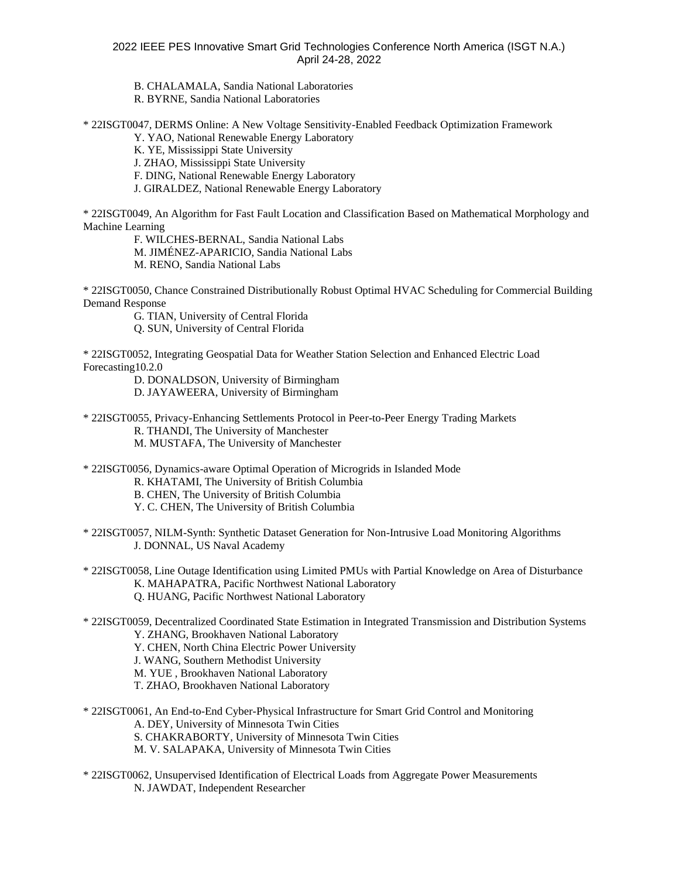B. CHALAMALA, Sandia National Laboratories
R. BYRNE, Sandia National Laboratories

* 22ISGT0047, DERMS Online: A New Voltage Sensitivity-Enabled Feedback Optimization Framework
  - Y. YAO, National Renewable Energy Laboratory
  - K. YE, Mississippi State University
  - J. ZHAO, Mississippi State University
  - F. DING, National Renewable Energy Laboratory
  - J. GIRALDEZ, National Renewable Energy Laboratory

* 22ISGT0049, An Algorithm for Fast Fault Location and Classification Based on Mathematical Morphology and Machine Learning
  - F. WILCHES-BERNAL, Sandia National Labs
  - M. JIMÉNEZ-APARICIO, Sandia National Labs
  - M. RENO, Sandia National Labs

* 22ISGT0050, Chance Constrained Distributionally Robust Optimal HVAC Scheduling for Commercial Building Demand Response
  - G. TIAN, University of Central Florida
  - Q. SUN, University of Central Florida

* 22ISGT0052, Integrating Geospatial Data for Weather Station Selection and Enhanced Electric Load Forecasting10.2.0
  - D. DONALDSON, University of Birmingham
  - D. JAYAWEERA, University of Birmingham

* 22ISGT0055, Privacy-Enhancing Settlements Protocol in Peer-to-Peer Energy Trading Markets
  - R. THANDI, The University of Manchester
  - M. MUSTAFA, The University of Manchester

* 22ISGT0056, Dynamics-aware Optimal Operation of Microgrids in Islanded Mode
  - R. KHATAMI, The University of British Columbia
  - B. CHEN, The University of British Columbia
  - Y. C. CHEN, The University of British Columbia

* 22ISGT0057, NILM-Synth: Synthetic Dataset Generation for Non-Intrusive Load Monitoring Algorithms
  - J. DONNAL, US Naval Academy

* 22ISGT0058, Line Outage Identification using Limited PMUs with Partial Knowledge on Area of Disturbance
  - K. MAHAPATRA, Pacific Northwest National Laboratory
  - Q. HUANG, Pacific Northwest National Laboratory

* 22ISGT0059, Decentralized Coordinated State Estimation in Integrated Transmission and Distribution Systems
  - Y. ZHANG, Brookhaven National Laboratory
  - Y. CHEN, North China Electric Power University
  - J. WANG, Southern Methodist University
  - M. YUE , Brookhaven National Laboratory
  - T. ZHAO, Brookhaven National Laboratory

* 22ISGT0061, An End-to-End Cyber-Physical Infrastructure for Smart Grid Control and Monitoring
  - A. DEY, University of Minnesota Twin Cities
  - S. CHAKRABORTY, University of Minnesota Twin Cities
  - M. V. SALAPAKA, University of Minnesota Twin Cities

* 22ISGT0062, Unsupervised Identification of Electrical Loads from Aggregate Power Measurements
  - N. JAWDAT, Independent Researcher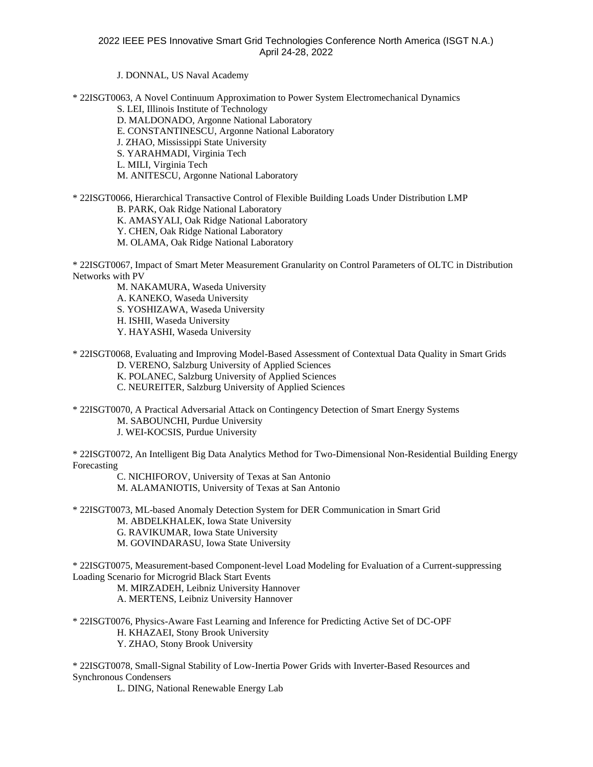J. DONNAL, US Naval Academy

* 22ISGT0063, A Novel Continuum Approximation to Power System Electromechanical Dynamics
    - S. LEI, Illinois Institute of Technology
    - D. MALDONADO, Argonne National Laboratory
    - E. CONSTANTINESCU, Argonne National Laboratory
    - J. ZHAO, Mississippi State University
    - S. YARAHMADI, Virginia Tech
    - L. MILI, Virginia Tech
    - M. ANITESCU, Argonne National Laboratory

* 22ISGT0066, Hierarchical Transactive Control of Flexible Building Loads Under Distribution LMP
    - B. PARK, Oak Ridge National Laboratory
    - K. AMASYALI, Oak Ridge National Laboratory
    - Y. CHEN, Oak Ridge National Laboratory
    - M. OLAMA, Oak Ridge National Laboratory

* 22ISGT0067, Impact of Smart Meter Measurement Granularity on Control Parameters of OLTC in Distribution Networks with PV
    - M. NAKAMURA, Waseda University
    - A. KANEKO, Waseda University
    - S. YOSHIZAWA, Waseda University
    - H. ISHII, Waseda University
    - Y. HAYASHI, Waseda University

* 22ISGT0068, Evaluating and Improving Model-Based Assessment of Contextual Data Quality in Smart Grids
    - D. VERENO, Salzburg University of Applied Sciences
    - K. POLANEC, Salzburg University of Applied Sciences
    - C. NEUREITER, Salzburg University of Applied Sciences

* 22ISGT0070, A Practical Adversarial Attack on Contingency Detection of Smart Energy Systems
    - M. SABOUNCHI, Purdue University
    - J. WEI-KOCSIS, Purdue University

* 22ISGT0072, An Intelligent Big Data Analytics Method for Two-Dimensional Non-Residential Building Energy Forecasting
    - C. NICHIFOROV, University of Texas at San Antonio
    - M. ALAMANIOTIS, University of Texas at San Antonio

* 22ISGT0073, ML-based Anomaly Detection System for DER Communication in Smart Grid
    - M. ABDELKHALEK, Iowa State University
    - G. RAVIKUMAR, Iowa State University
    - M. GOVINDARASU, Iowa State University

* 22ISGT0075, Measurement-based Component-level Load Modeling for Evaluation of a Current-suppressing Loading Scenario for Microgrid Black Start Events
    - M. MIRZADEH, Leibniz University Hannover
    - A. MERTENS, Leibniz University Hannover

* 22ISGT0076, Physics-Aware Fast Learning and Inference for Predicting Active Set of DC-OPF
    - H. KHAZAEI, Stony Brook University
    - Y. ZHAO, Stony Brook University

* 22ISGT0078, Small-Signal Stability of Low-Inertia Power Grids with Inverter-Based Resources and Synchronous Condensers
    - L. DING, National Renewable Energy Lab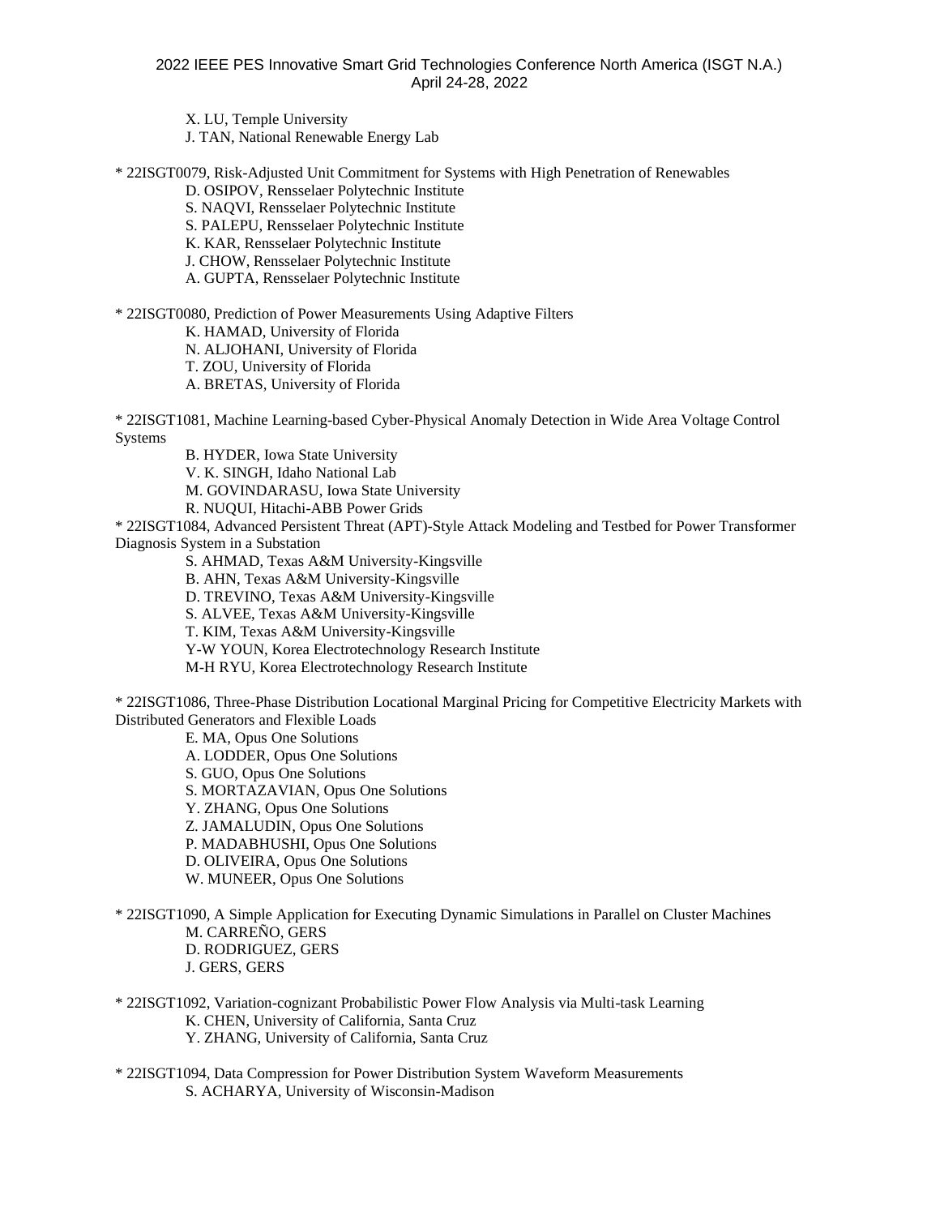X. LU, Temple University
J. TAN, National Renewable Energy Lab

* 22ISGT0079, Risk-Adjusted Unit Commitment for Systems with High Penetration of Renewables
    - D. OSIPOV, Rensselaer Polytechnic Institute
    - S. NAQVI, Rensselaer Polytechnic Institute
    - S. PALEPU, Rensselaer Polytechnic Institute
    - K. KAR, Rensselaer Polytechnic Institute
    - J. CHOW, Rensselaer Polytechnic Institute
    - A. GUPTA, Rensselaer Polytechnic Institute

* 22ISGT0080, Prediction of Power Measurements Using Adaptive Filters
    - K. HAMAD, University of Florida
    - N. ALJOHANI, University of Florida
    - T. ZOU, University of Florida
    - A. BRETAS, University of Florida

* 22ISGT1081, Machine Learning-based Cyber-Physical Anomaly Detection in Wide Area Voltage Control Systems
    - B. HYDER, Iowa State University
    - V. K. SINGH, Idaho National Lab
    - M. GOVINDARASU, Iowa State University
    - R. NUQUI, Hitachi-ABB Power Grids

* 22ISGT1084, Advanced Persistent Threat (APT)-Style Attack Modeling and Testbed for Power Transformer Diagnosis System in a Substation
    - S. AHMAD, Texas A&M University-Kingsville
    - B. AHN, Texas A&M University-Kingsville
    - D. TREVINO, Texas A&M University-Kingsville
    - S. ALVEE, Texas A&M University-Kingsville
    - T. KIM, Texas A&M University-Kingsville
    - Y-W YOUN, Korea Electrotechnology Research Institute
    - M-H RYU, Korea Electrotechnology Research Institute

* 22ISGT1086, Three-Phase Distribution Locational Marginal Pricing for Competitive Electricity Markets with Distributed Generators and Flexible Loads
    - E. MA, Opus One Solutions
    - A. LODDER, Opus One Solutions
    - S. GUO, Opus One Solutions
    - S. MORTAZAVIAN, Opus One Solutions
    - Y. ZHANG, Opus One Solutions
    - Z. JAMALUDIN, Opus One Solutions
    - P. MADABHUSHI, Opus One Solutions
    - D. OLIVEIRA, Opus One Solutions
    - W. MUNEER, Opus One Solutions

* 22ISGT1090, A Simple Application for Executing Dynamic Simulations in Parallel on Cluster Machines
    - M. CARREÑO, GERS
    - D. RODRIGUEZ, GERS
    - J. GERS, GERS

* 22ISGT1092, Variation-cognizant Probabilistic Power Flow Analysis via Multi-task Learning
    - K. CHEN, University of California, Santa Cruz
    - Y. ZHANG, University of California, Santa Cruz

* 22ISGT1094, Data Compression for Power Distribution System Waveform Measurements
    - S. ACHARYA, University of Wisconsin-Madison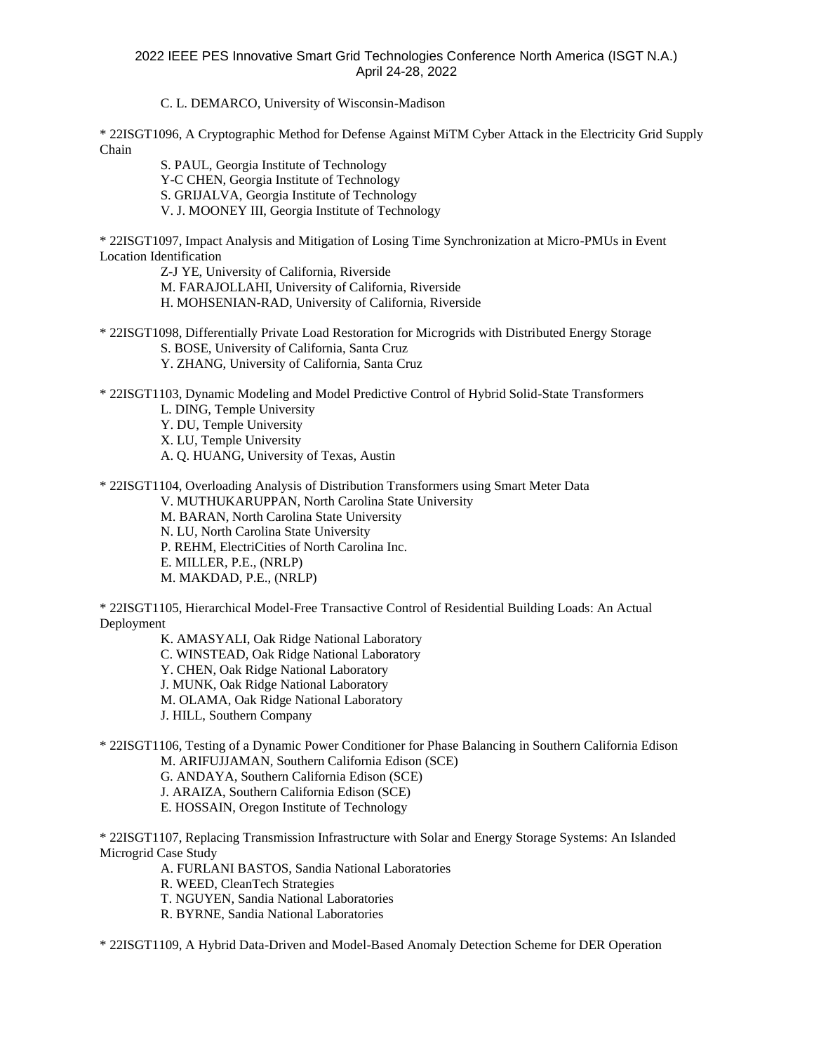C. L. DEMARCO, University of Wisconsin-Madison

* 22ISGT1096, A Cryptographic Method for Defense Against MiTM Cyber Attack in the Electricity Grid Supply Chain

    S. PAUL, Georgia Institute of Technology
    Y-C CHEN, Georgia Institute of Technology
    S. GRIJALVA, Georgia Institute of Technology
    V. J. MOONEY III, Georgia Institute of Technology

* 22ISGT1097, Impact Analysis and Mitigation of Losing Time Synchronization at Micro-PMUs in Event Location Identification

    Z-J YE, University of California, Riverside
    M. FARAJOLLAHI, University of California, Riverside
    H. MOHSENIAN-RAD, University of California, Riverside

* 22ISGT1098, Differentially Private Load Restoration for Microgrids with Distributed Energy Storage

    S. BOSE, University of California, Santa Cruz
    Y. ZHANG, University of California, Santa Cruz

* 22ISGT1103, Dynamic Modeling and Model Predictive Control of Hybrid Solid-State Transformers

    L. DING, Temple University
    Y. DU, Temple University
    X. LU, Temple University
    A. Q. HUANG, University of Texas, Austin

* 22ISGT1104, Overloading Analysis of Distribution Transformers using Smart Meter Data

    V. MUTHUKARUPPAN, North Carolina State University
    M. BARAN, North Carolina State University
    N. LU, North Carolina State University
    P. REHM, ElectriCities of North Carolina Inc.
    E. MILLER, P.E., (NRLP)
    M. MAKDAD, P.E., (NRLP)

* 22ISGT1105, Hierarchical Model-Free Transactive Control of Residential Building Loads: An Actual Deployment

    K. AMASYALI, Oak Ridge National Laboratory
    C. WINSTEAD, Oak Ridge National Laboratory
    Y. CHEN, Oak Ridge National Laboratory
    J. MUNK, Oak Ridge National Laboratory
    M. OLAMA, Oak Ridge National Laboratory
    J. HILL, Southern Company

* 22ISGT1106, Testing of a Dynamic Power Conditioner for Phase Balancing in Southern California Edison

    M. ARIFUJJAMAN, Southern California Edison (SCE)
    G. ANDAYA, Southern California Edison (SCE)
    J. ARAIZA, Southern California Edison (SCE)
    E. HOSSAIN, Oregon Institute of Technology

* 22ISGT1107, Replacing Transmission Infrastructure with Solar and Energy Storage Systems: An Islanded Microgrid Case Study

    A. FURLANI BASTOS, Sandia National Laboratories
    R. WEED, CleanTech Strategies
    T. NGUYEN, Sandia National Laboratories
    R. BYRNE, Sandia National Laboratories

* 22ISGT1109, A Hybrid Data-Driven and Model-Based Anomaly Detection Scheme for DER Operation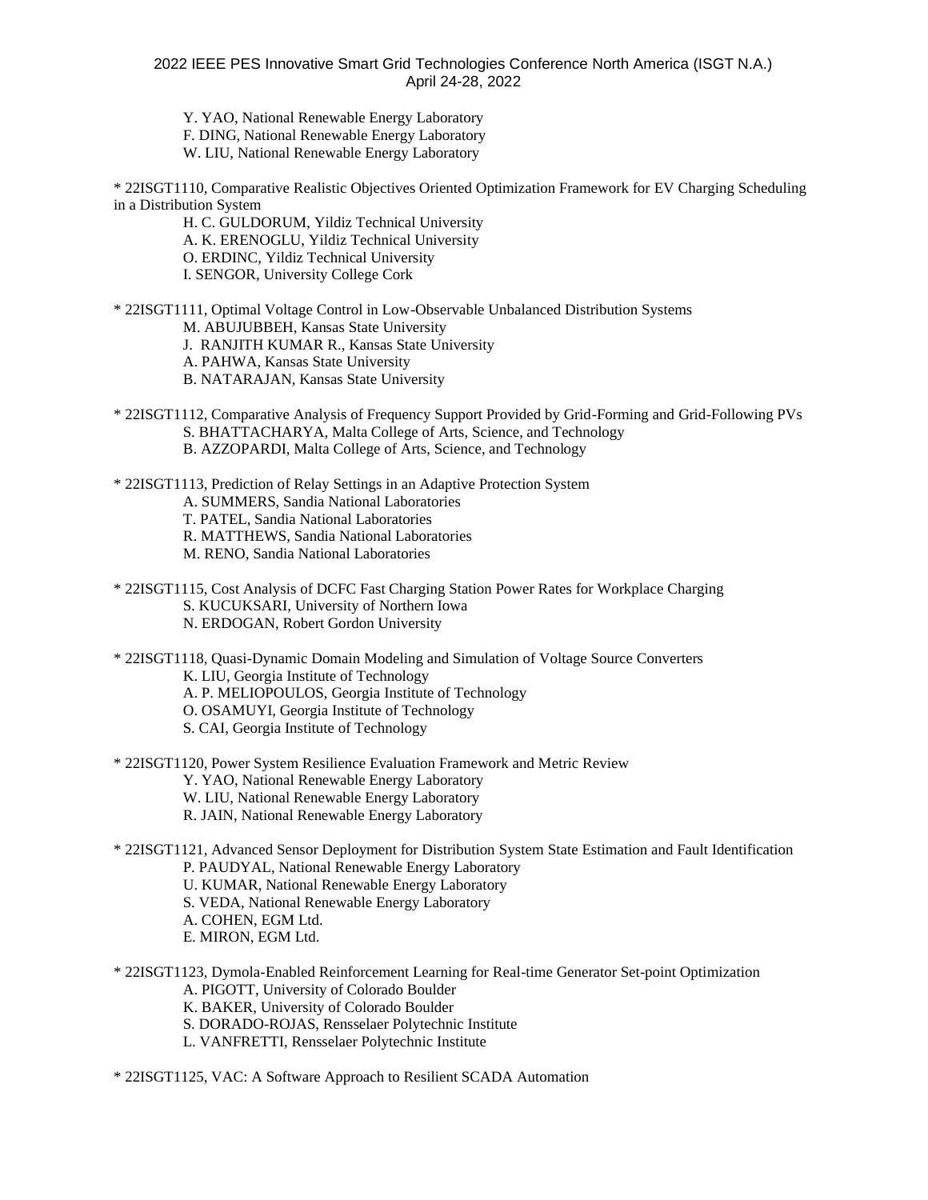Y. YAO, National Renewable Energy Laboratory
F. DING, National Renewable Energy Laboratory
W. LIU, National Renewable Energy Laboratory

* 22ISGT1110, Comparative Realistic Objectives Oriented Optimization Framework for EV Charging Scheduling in a Distribution System
H. C. GULDORUM, Yildiz Technical University
A. K. ERENOGLU, Yildiz Technical University
O. ERDINC, Yildiz Technical University
I. SENGOR, University College Cork

* 22ISGT1111, Optimal Voltage Control in Low-Observable Unbalanced Distribution Systems
M. ABUJUBBEH, Kansas State University
J. RANJITH KUMAR R., Kansas State University
A. PAHWA, Kansas State University
B. NATARAJAN, Kansas State University

* 22ISGT1112, Comparative Analysis of Frequency Support Provided by Grid-Forming and Grid-Following PVs
S. BHATTACHARYA, Malta College of Arts, Science, and Technology
B. AZZOPARDI, Malta College of Arts, Science, and Technology

* 22ISGT1113, Prediction of Relay Settings in an Adaptive Protection System
A. SUMMERS, Sandia National Laboratories
T. PATEL, Sandia National Laboratories
R. MATTHEWS, Sandia National Laboratories
M. RENO, Sandia National Laboratories

* 22ISGT1115, Cost Analysis of DCFC Fast Charging Station Power Rates for Workplace Charging
S. KUCUKSARI, University of Northern Iowa
N. ERDOGAN, Robert Gordon University

* 22ISGT1118, Quasi-Dynamic Domain Modeling and Simulation of Voltage Source Converters
K. LIU, Georgia Institute of Technology
A. P. MELIOPOULOS, Georgia Institute of Technology
O. OSAMUYI, Georgia Institute of Technology
S. CAI, Georgia Institute of Technology

* 22ISGT1120, Power System Resilience Evaluation Framework and Metric Review
Y. YAO, National Renewable Energy Laboratory
W. LIU, National Renewable Energy Laboratory
R. JAIN, National Renewable Energy Laboratory

* 22ISGT1121, Advanced Sensor Deployment for Distribution System State Estimation and Fault Identification
P. PAUDYAL, National Renewable Energy Laboratory
U. KUMAR, National Renewable Energy Laboratory
S. VEDA, National Renewable Energy Laboratory
A. COHEN, EGM Ltd.
E. MIRON, EGM Ltd.

* 22ISGT1123, Dymola-Enabled Reinforcement Learning for Real-time Generator Set-point Optimization
A. PIGOTT, University of Colorado Boulder
K. BAKER, University of Colorado Boulder
S. DORADO-ROJAS, Rensselaer Polytechnic Institute
L. VANFRETTI, Rensselaer Polytechnic Institute

* 22ISGT1125, VAC: A Software Approach to Resilient SCADA Automation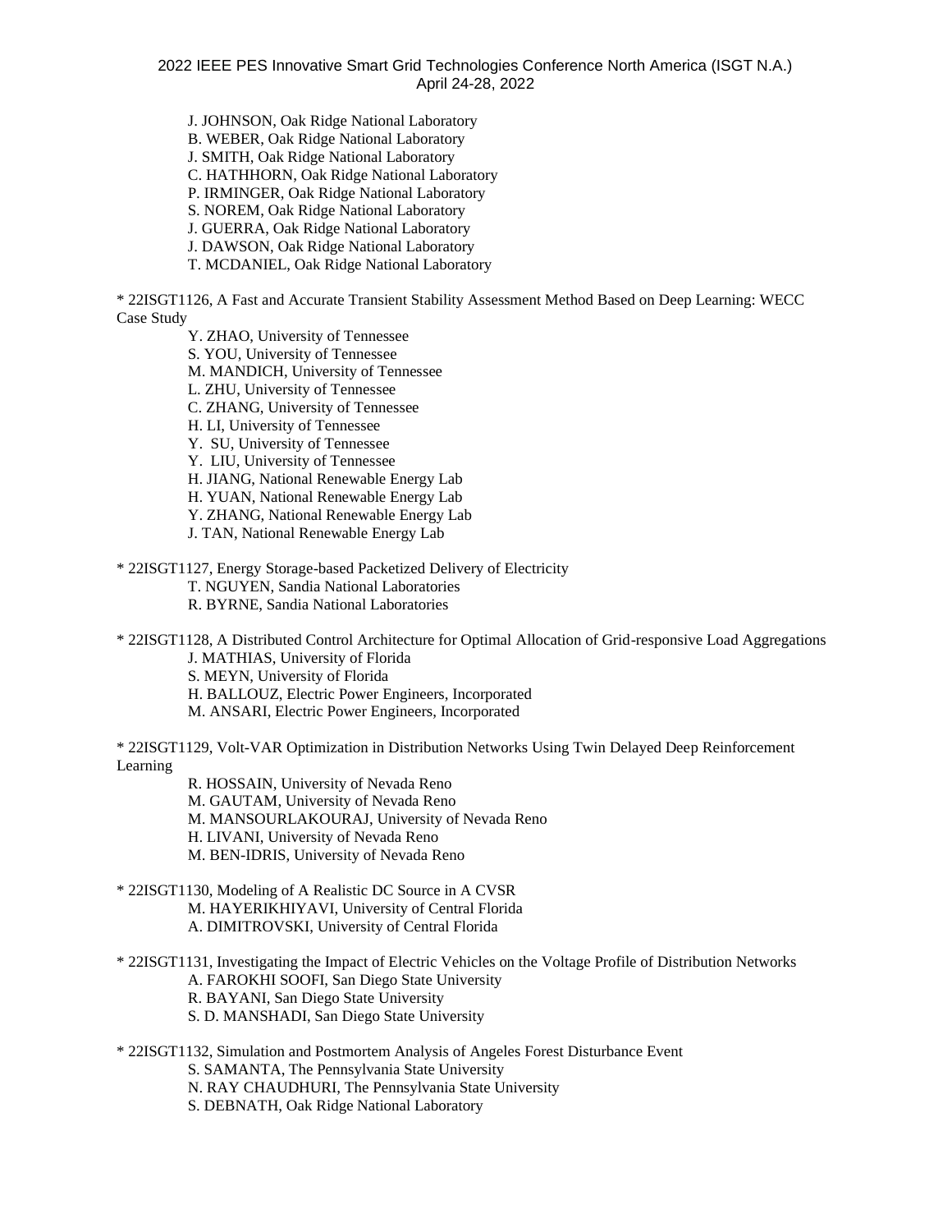J. JOHNSON, Oak Ridge National Laboratory
B. WEBER, Oak Ridge National Laboratory
J. SMITH, Oak Ridge National Laboratory
C. HATHHORN, Oak Ridge National Laboratory
P. IRMINGER, Oak Ridge National Laboratory
S. NOREM, Oak Ridge National Laboratory
J. GUERRA, Oak Ridge National Laboratory
J. DAWSON, Oak Ridge National Laboratory
T. MCDANIEL, Oak Ridge National Laboratory

* 22ISGT1126, A Fast and Accurate Transient Stability Assessment Method Based on Deep Learning: WECC Case Study

Y. ZHAO, University of Tennessee
S. YOU, University of Tennessee
M. MANDICH, University of Tennessee
L. ZHU, University of Tennessee
C. ZHANG, University of Tennessee
H. LI, University of Tennessee
Y. SU, University of Tennessee
Y. LIU, University of Tennessee
H. JIANG, National Renewable Energy Lab
H. YUAN, National Renewable Energy Lab
Y. ZHANG, National Renewable Energy Lab
J. TAN, National Renewable Energy Lab

* 22ISGT1127, Energy Storage-based Packetized Delivery of Electricity

T. NGUYEN, Sandia National Laboratories
R. BYRNE, Sandia National Laboratories

* 22ISGT1128, A Distributed Control Architecture for Optimal Allocation of Grid-responsive Load Aggregations

J. MATHIAS, University of Florida
S. MEYN, University of Florida
H. BALLOUZ, Electric Power Engineers, Incorporated
M. ANSARI, Electric Power Engineers, Incorporated

* 22ISGT1129, Volt-VAR Optimization in Distribution Networks Using Twin Delayed Deep Reinforcement Learning

R. HOSSAIN, University of Nevada Reno
M. GAUTAM, University of Nevada Reno
M. MANSOURLAKOURAJ, University of Nevada Reno
H. LIVANI, University of Nevada Reno
M. BEN-IDRIS, University of Nevada Reno

* 22ISGT1130, Modeling of A Realistic DC Source in A CVSR

M. HAYERIKHIYAVI, University of Central Florida
A. DIMITROVSKI, University of Central Florida

* 22ISGT1131, Investigating the Impact of Electric Vehicles on the Voltage Profile of Distribution Networks

A. FAROKHI SOOFI, San Diego State University
R. BAYANI, San Diego State University
S. D. MANSHADI, San Diego State University

* 22ISGT1132, Simulation and Postmortem Analysis of Angeles Forest Disturbance Event

S. SAMANTA, The Pennsylvania State University
N. RAY CHAUDHURI, The Pennsylvania State University
S. DEBNATH, Oak Ridge National Laboratory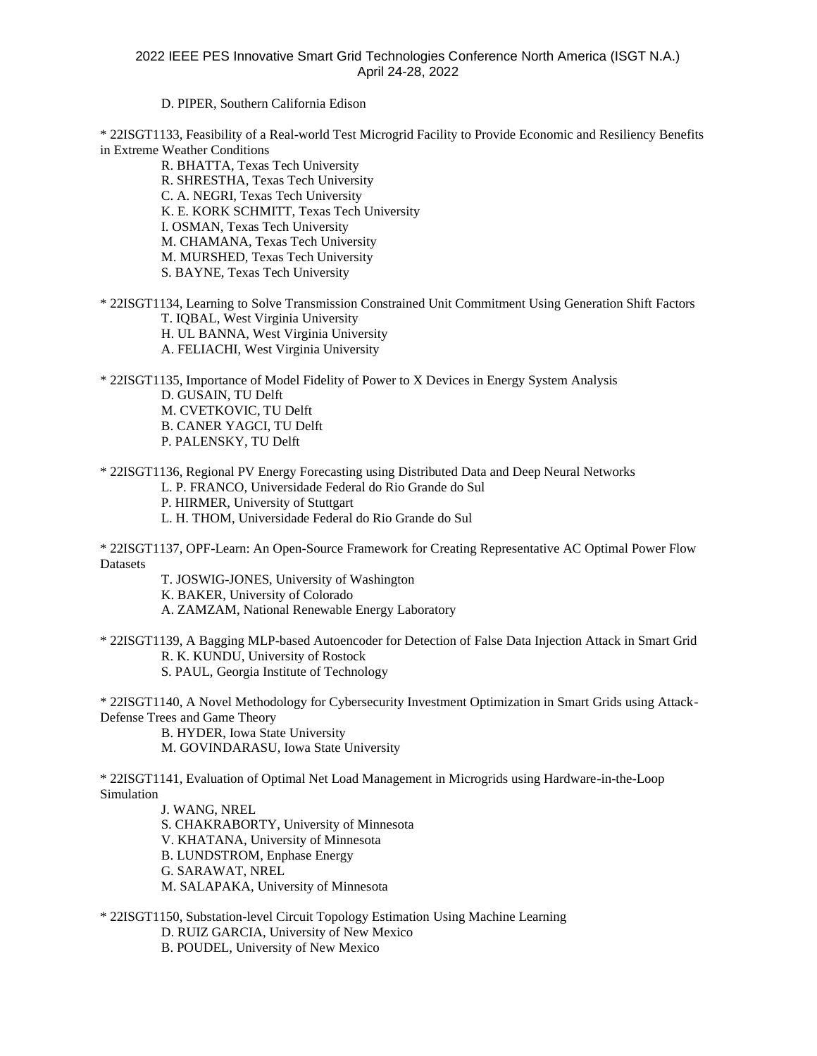D. PIPER, Southern California Edison

* 22ISGT1133, Feasibility of a Real-world Test Microgrid Facility to Provide Economic and Resiliency Benefits in Extreme Weather Conditions
    R. BHATTA, Texas Tech University
    R. SHRESTHA, Texas Tech University
    C. A. NEGRI, Texas Tech University
    K. E. KORK SCHMITT, Texas Tech University
    I. OSMAN, Texas Tech University
    M. CHAMANA, Texas Tech University
    M. MURSHED, Texas Tech University
    S. BAYNE, Texas Tech University

* 22ISGT1134, Learning to Solve Transmission Constrained Unit Commitment Using Generation Shift Factors
    T. IQBAL, West Virginia University
    H. UL BANNA, West Virginia University
    A. FELIACHI, West Virginia University

* 22ISGT1135, Importance of Model Fidelity of Power to X Devices in Energy System Analysis
    D. GUSAIN, TU Delft
    M. CVETKOVIC, TU Delft
    B. CANER YAGCI, TU Delft
    P. PALENSKY, TU Delft

* 22ISGT1136, Regional PV Energy Forecasting using Distributed Data and Deep Neural Networks
    L. P. FRANCO, Universidade Federal do Rio Grande do Sul
    P. HIRMER, University of Stuttgart
    L. H. THOM, Universidade Federal do Rio Grande do Sul

* 22ISGT1137, OPF-Learn: An Open-Source Framework for Creating Representative AC Optimal Power Flow Datasets
    T. JOSWIG-JONES, University of Washington
    K. BAKER, University of Colorado
    A. ZAMZAM, National Renewable Energy Laboratory

* 22ISGT1139, A Bagging MLP-based Autoencoder for Detection of False Data Injection Attack in Smart Grid
    R. K. KUNDU, University of Rostock
    S. PAUL, Georgia Institute of Technology

* 22ISGT1140, A Novel Methodology for Cybersecurity Investment Optimization in Smart Grids using Attack-Defense Trees and Game Theory
    B. HYDER, Iowa State University
    M. GOVINDARASU, Iowa State University

* 22ISGT1141, Evaluation of Optimal Net Load Management in Microgrids using Hardware-in-the-Loop Simulation
    J. WANG, NREL
    S. CHAKRABORTY, University of Minnesota
    V. KHATANA, University of Minnesota
    B. LUNDSTROM, Enphase Energy
    G. SARAWAT, NREL
    M. SALAPAKA, University of Minnesota

* 22ISGT1150, Substation-level Circuit Topology Estimation Using Machine Learning
    D. RUIZ GARCIA, University of New Mexico
    B. POUDEL, University of New Mexico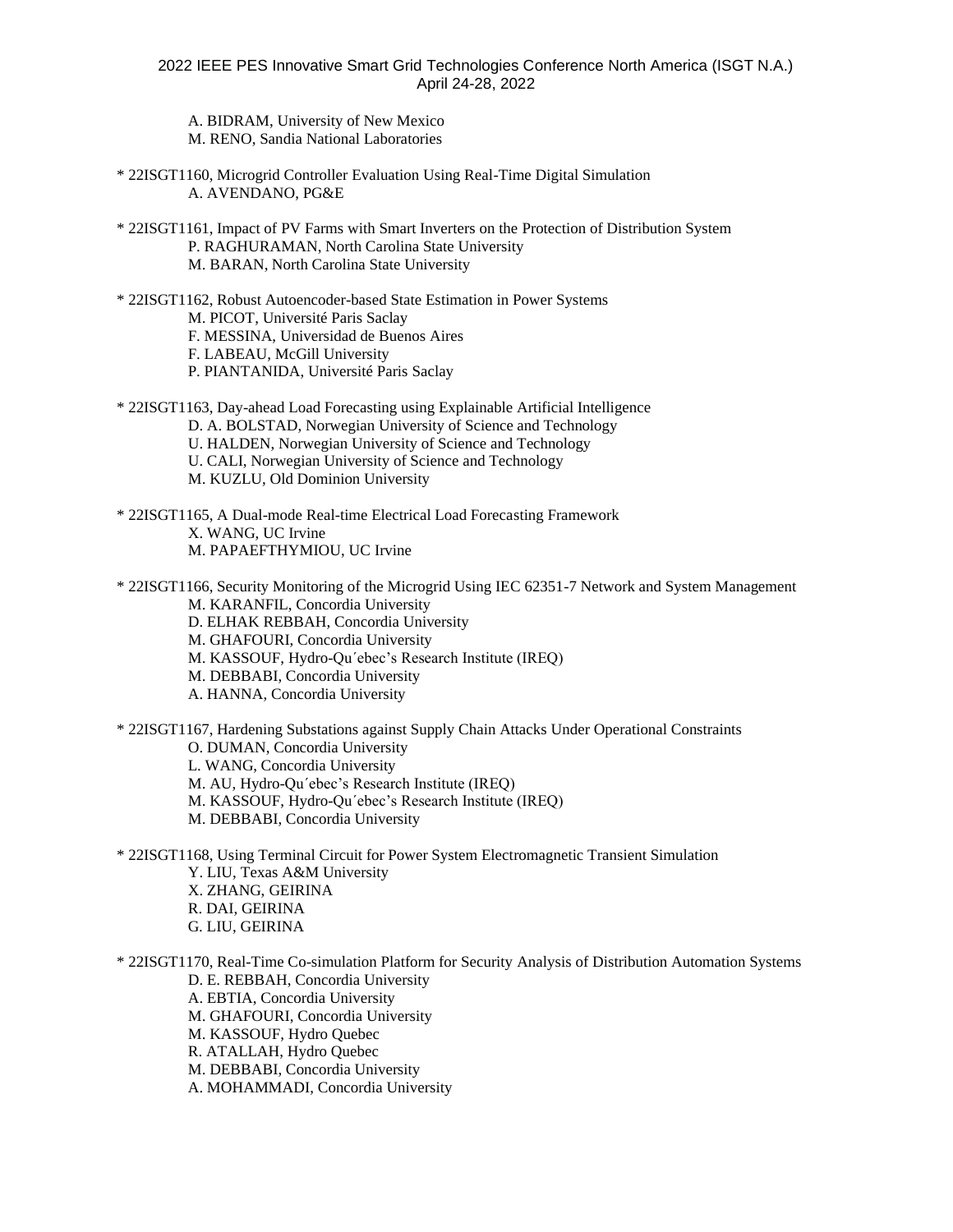A. BIDRAM, University of New Mexico
M. RENO, Sandia National Laboratories

* 22ISGT1160, Microgrid Controller Evaluation Using Real-Time Digital Simulation
  A. AVENDANO, PG&E

* 22ISGT1161, Impact of PV Farms with Smart Inverters on the Protection of Distribution System
  P. RAGHURAMAN, North Carolina State University
  M. BARAN, North Carolina State University

* 22ISGT1162, Robust Autoencoder-based State Estimation in Power Systems
  M. PICOT, Université Paris Saclay
  F. MESSINA, Universidad de Buenos Aires
  F. LABEAU, McGill University
  P. PIANTANIDA, Université Paris Saclay

* 22ISGT1163, Day-ahead Load Forecasting using Explainable Artificial Intelligence
  D. A. BOLSTAD, Norwegian University of Science and Technology
  U. HALDEN, Norwegian University of Science and Technology
  U. CALI, Norwegian University of Science and Technology
  M. KUZLU, Old Dominion University

* 22ISGT1165, A Dual-mode Real-time Electrical Load Forecasting Framework
  X. WANG, UC Irvine
  M. PAPAEFTHYMIOU, UC Irvine

* 22ISGT1166, Security Monitoring of the Microgrid Using IEC 62351-7 Network and System Management
  M. KARANFIL, Concordia University
  D. ELHAK REBBAH, Concordia University
  M. GHAFOURI, Concordia University
  M. KASSOUF, Hydro-Qu´ebec's Research Institute (IREQ)
  M. DEBBABI, Concordia University
  A. HANNA, Concordia University

* 22ISGT1167, Hardening Substations against Supply Chain Attacks Under Operational Constraints
  O. DUMAN, Concordia University
  L. WANG, Concordia University
  M. AU, Hydro-Qu´ebec's Research Institute (IREQ)
  M. KASSOUF, Hydro-Qu´ebec's Research Institute (IREQ)
  M. DEBBABI, Concordia University

* 22ISGT1168, Using Terminal Circuit for Power System Electromagnetic Transient Simulation
  Y. LIU, Texas A&M University
  X. ZHANG, GEIRINA
  R. DAI, GEIRINA
  G. LIU, GEIRINA

* 22ISGT1170, Real-Time Co-simulation Platform for Security Analysis of Distribution Automation Systems
  D. E. REBBAH, Concordia University
  A. EBTIA, Concordia University
  M. GHAFOURI, Concordia University
  M. KASSOUF, Hydro Quebec
  R. ATALLAH, Hydro Quebec
  M. DEBBABI, Concordia University
  A. MOHAMMADI, Concordia University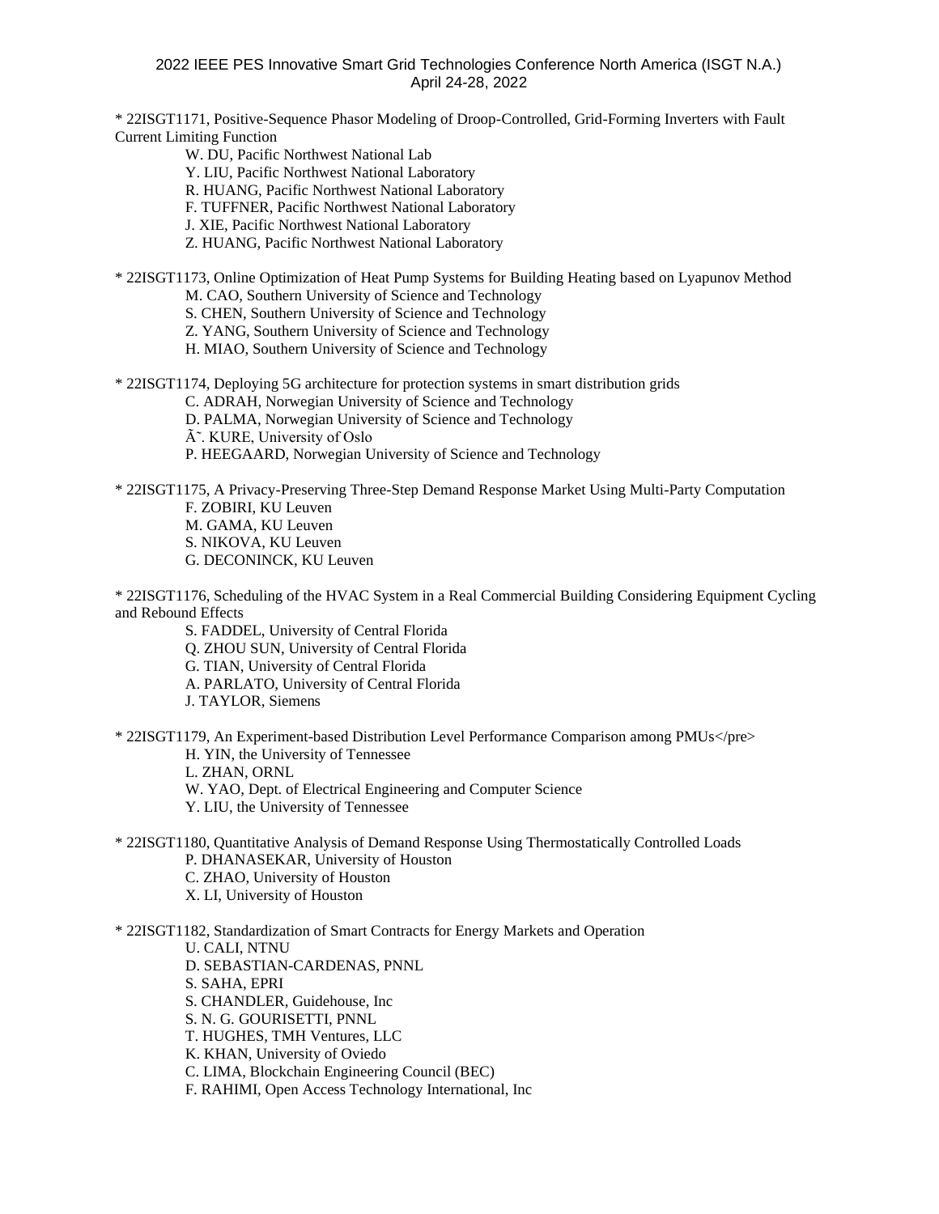* 22ISGT1171, Positive-Sequence Phasor Modeling of Droop-Controlled, Grid-Forming Inverters with Fault Current Limiting Function

W. DU, Pacific Northwest National Lab
Y. LIU, Pacific Northwest National Laboratory
R. HUANG, Pacific Northwest National Laboratory
F. TUFFNER, Pacific Northwest National Laboratory
J. XIE, Pacific Northwest National Laboratory
Z. HUANG, Pacific Northwest National Laboratory

* 22ISGT1173, Online Optimization of Heat Pump Systems for Building Heating based on Lyapunov Method

M. CAO, Southern University of Science and Technology
S. CHEN, Southern University of Science and Technology
Z. YANG, Southern University of Science and Technology
H. MIAO, Southern University of Science and Technology

* 22ISGT1174, Deploying 5G architecture for protection systems in smart distribution grids

C. ADRAH, Norwegian University of Science and Technology
D. PALMA, Norwegian University of Science and Technology
Ã˜. KURE, University of Oslo
P. HEEGAARD, Norwegian University of Science and Technology

* 22ISGT1175, A Privacy-Preserving Three-Step Demand Response Market Using Multi-Party Computation

F. ZOBIRI, KU Leuven
M. GAMA, KU Leuven
S. NIKOVA, KU Leuven
G. DECONINCK, KU Leuven

* 22ISGT1176, Scheduling of the HVAC System in a Real Commercial Building Considering Equipment Cycling and Rebound Effects

S. FADDEL, University of Central Florida
Q. ZHOU SUN, University of Central Florida
G. TIAN, University of Central Florida
A. PARLATO, University of Central Florida
J. TAYLOR, Siemens

* 22ISGT1179, An Experiment-based Distribution Level Performance Comparison among PMUs</pre>

H. YIN, the University of Tennessee
L. ZHAN, ORNL
W. YAO, Dept. of Electrical Engineering and Computer Science
Y. LIU, the University of Tennessee

* 22ISGT1180, Quantitative Analysis of Demand Response Using Thermostatically Controlled Loads

P. DHANASEKAR, University of Houston
C. ZHAO, University of Houston
X. LI, University of Houston

* 22ISGT1182, Standardization of Smart Contracts for Energy Markets and Operation

U. CALI, NTNU
D. SEBASTIAN-CARDENAS, PNNL
S. SAHA, EPRI
S. CHANDLER, Guidehouse, Inc
S. N. G. GOURISETTI, PNNL
T. HUGHES, TMH Ventures, LLC
K. KHAN, University of Oviedo
C. LIMA, Blockchain Engineering Council (BEC)
F. RAHIMI, Open Access Technology International, Inc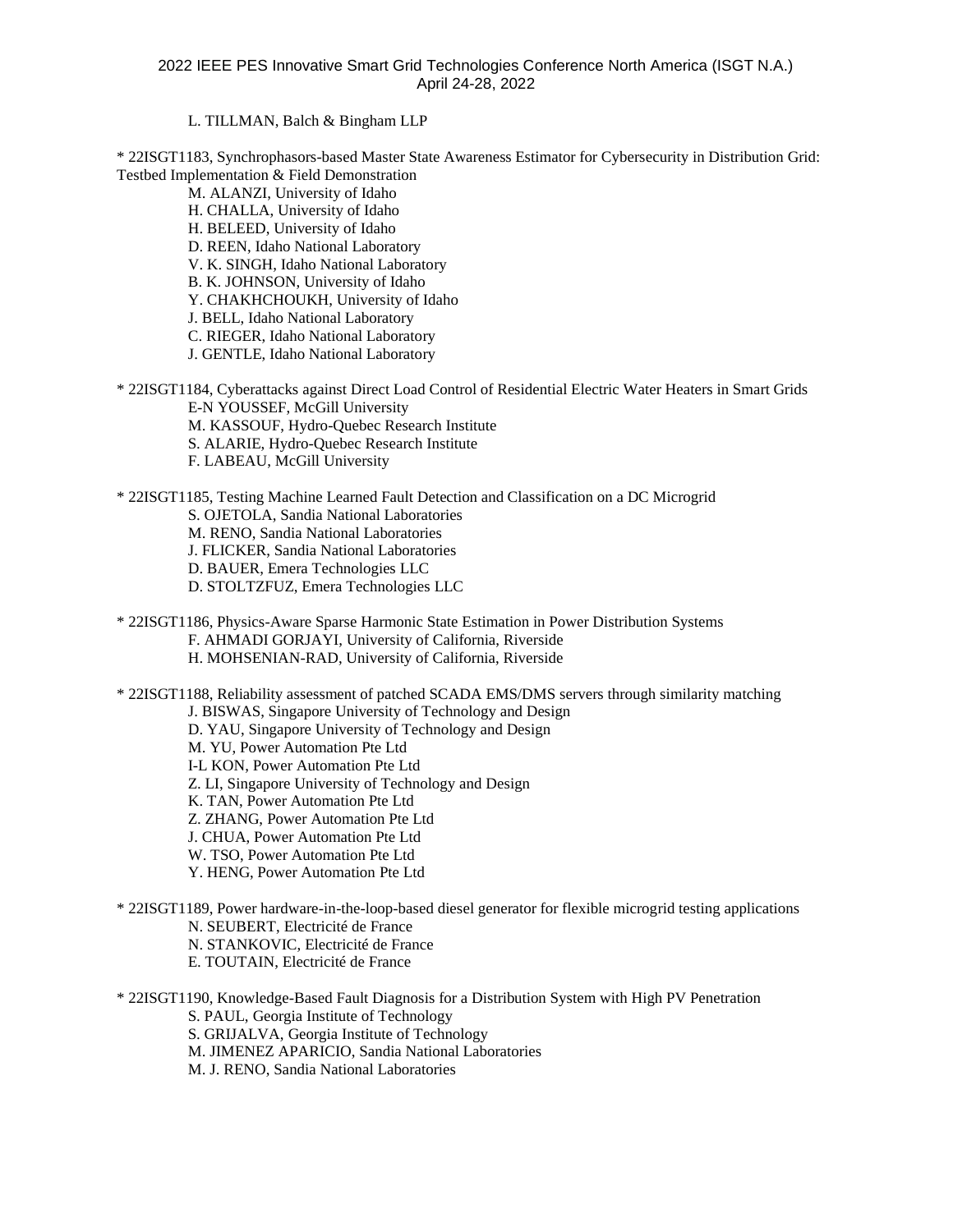L. TILLMAN, Balch & Bingham LLP

* 22ISGT1183, Synchrophasors-based Master State Awareness Estimator for Cybersecurity in Distribution Grid: Testbed Implementation & Field Demonstration

    M. ALANZI, University of Idaho
    H. CHALLA, University of Idaho
    H. BELEED, University of Idaho
    D. REEN, Idaho National Laboratory
    V. K. SINGH, Idaho National Laboratory
    B. K. JOHNSON, University of Idaho
    Y. CHAKHCHOUKH, University of Idaho
    J. BELL, Idaho National Laboratory
    C. RIEGER, Idaho National Laboratory
    J. GENTLE, Idaho National Laboratory

* 22ISGT1184, Cyberattacks against Direct Load Control of Residential Electric Water Heaters in Smart Grids

    E-N YOUSSEF, McGill University
    M. KASSOUF, Hydro-Quebec Research Institute
    S. ALARIE, Hydro-Quebec Research Institute
    F. LABEAU, McGill University

* 22ISGT1185, Testing Machine Learned Fault Detection and Classification on a DC Microgrid

    S. OJETOLA, Sandia National Laboratories
    M. RENO, Sandia National Laboratories
    J. FLICKER, Sandia National Laboratories
    D. BAUER, Emera Technologies LLC
    D. STOLTZFUZ, Emera Technologies LLC

* 22ISGT1186, Physics-Aware Sparse Harmonic State Estimation in Power Distribution Systems

    F. AHMADI GORJAYI, University of California, Riverside
    H. MOHSENIAN-RAD, University of California, Riverside

* 22ISGT1188, Reliability assessment of patched SCADA EMS/DMS servers through similarity matching

    J. BISWAS, Singapore University of Technology and Design
    D. YAU, Singapore University of Technology and Design
    M. YU, Power Automation Pte Ltd
    I-L KON, Power Automation Pte Ltd
    Z. LI, Singapore University of Technology and Design
    K. TAN, Power Automation Pte Ltd
    Z. ZHANG, Power Automation Pte Ltd
    J. CHUA, Power Automation Pte Ltd
    W. TSO, Power Automation Pte Ltd
    Y. HENG, Power Automation Pte Ltd

* 22ISGT1189, Power hardware-in-the-loop-based diesel generator for flexible microgrid testing applications

    N. SEUBERT, Electricité de France
    N. STANKOVIC, Electricité de France
    E. TOUTAIN, Electricité de France

* 22ISGT1190, Knowledge-Based Fault Diagnosis for a Distribution System with High PV Penetration

    S. PAUL, Georgia Institute of Technology
    S. GRIJALVA, Georgia Institute of Technology
    M. JIMENEZ APARICIO, Sandia National Laboratories
    M. J. RENO, Sandia National Laboratories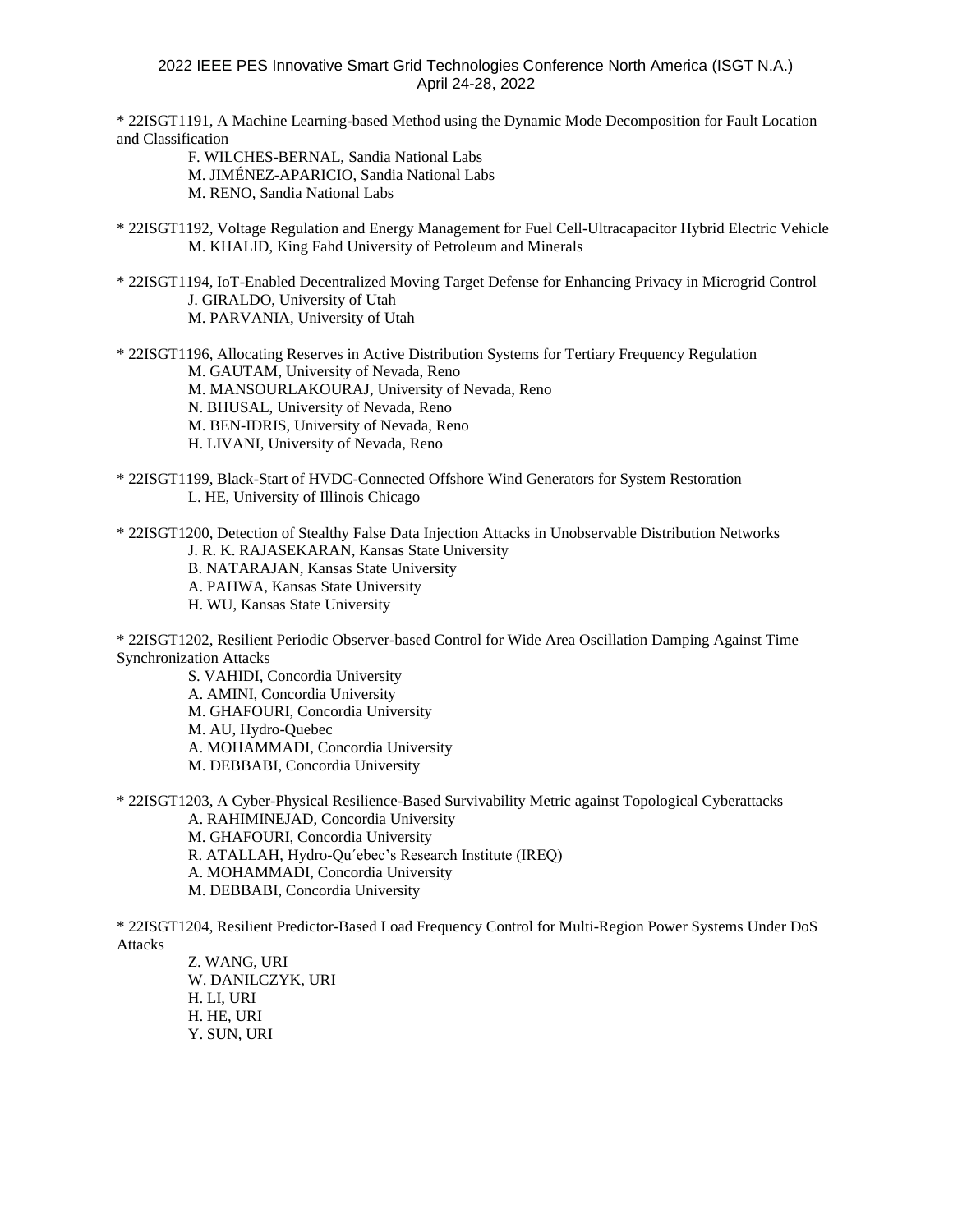* 22ISGT1191, A Machine Learning-based Method using the Dynamic Mode Decomposition for Fault Location and Classification

    F. WILCHES-BERNAL, Sandia National Labs
    M. JIMÉNEZ-APARICIO, Sandia National Labs
    M. RENO, Sandia National Labs

* 22ISGT1192, Voltage Regulation and Energy Management for Fuel Cell-Ultracapacitor Hybrid Electric Vehicle

    M. KHALID, King Fahd University of Petroleum and Minerals

* 22ISGT1194, IoT-Enabled Decentralized Moving Target Defense for Enhancing Privacy in Microgrid Control

    J. GIRALDO, University of Utah
    M. PARVANIA, University of Utah

* 22ISGT1196, Allocating Reserves in Active Distribution Systems for Tertiary Frequency Regulation

    M. GAUTAM, University of Nevada, Reno
    M. MANSOURLAKOURAJ, University of Nevada, Reno
    N. BHUSAL, University of Nevada, Reno
    M. BEN-IDRIS, University of Nevada, Reno
    H. LIVANI, University of Nevada, Reno

* 22ISGT1199, Black-Start of HVDC-Connected Offshore Wind Generators for System Restoration

    L. HE, University of Illinois Chicago

* 22ISGT1200, Detection of Stealthy False Data Injection Attacks in Unobservable Distribution Networks

    J. R. K. RAJASEKARAN, Kansas State University
    B. NATARAJAN, Kansas State University
    A. PAHWA, Kansas State University
    H. WU, Kansas State University

* 22ISGT1202, Resilient Periodic Observer-based Control for Wide Area Oscillation Damping Against Time Synchronization Attacks

    S. VAHIDI, Concordia University
    A. AMINI, Concordia University
    M. GHAFOURI, Concordia University
    M. AU, Hydro-Quebec
    A. MOHAMMADI, Concordia University
    M. DEBBABI, Concordia University

* 22ISGT1203, A Cyber-Physical Resilience-Based Survivability Metric against Topological Cyberattacks

    A. RAHIMINEJAD, Concordia University
    M. GHAFOURI, Concordia University
    R. ATALLAH, Hydro-Qu´ebec's Research Institute (IREQ)
    A. MOHAMMADI, Concordia University
    M. DEBBABI, Concordia University

* 22ISGT1204, Resilient Predictor-Based Load Frequency Control for Multi-Region Power Systems Under DoS Attacks

    Z. WANG, URI
    W. DANILCZYK, URI
    H. LI, URI
    H. HE, URI
    Y. SUN, URI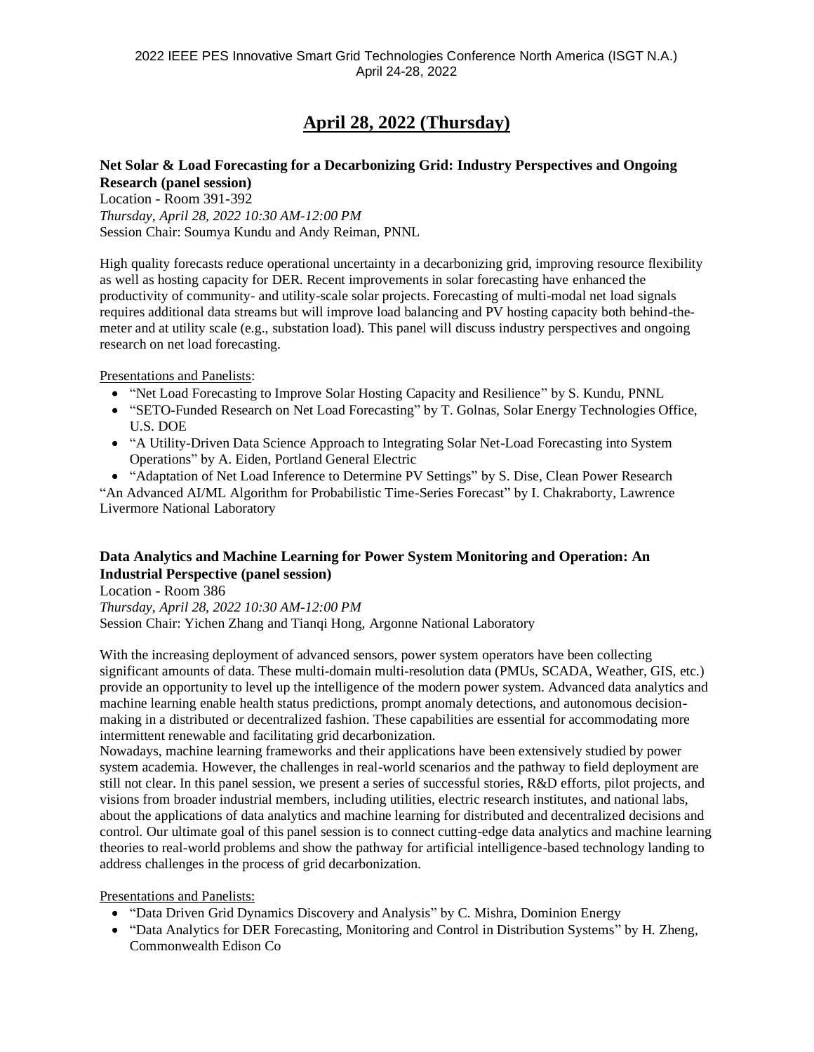# April 28, 2022 (Thursday)

### Net Solar & Load Forecasting for a Decarbonizing Grid: Industry Perspectives and Ongoing Research (panel session)

Location - Room 391-392
*Thursday, April 28, 2022 10:30 AM-12:00 PM*
Session Chair: Soumya Kundu and Andy Reiman, PNNL

High quality forecasts reduce operational uncertainty in a decarbonizing grid, improving resource flexibility as well as hosting capacity for DER. Recent improvements in solar forecasting have enhanced the productivity of community- and utility-scale solar projects. Forecasting of multi-modal net load signals requires additional data streams but will improve load balancing and PV hosting capacity both behind-the-meter and at utility scale (e.g., substation load). This panel will discuss industry perspectives and ongoing research on net load forecasting.

Presentations and Panelists:

- "Net Load Forecasting to Improve Solar Hosting Capacity and Resilience" by S. Kundu, PNNL
- "SETO-Funded Research on Net Load Forecasting" by T. Golnas, Solar Energy Technologies Office, U.S. DOE
- "A Utility-Driven Data Science Approach to Integrating Solar Net-Load Forecasting into System Operations" by A. Eiden, Portland General Electric
- "Adaptation of Net Load Inference to Determine PV Settings" by S. Dise, Clean Power Research

"An Advanced AI/ML Algorithm for Probabilistic Time-Series Forecast" by I. Chakraborty, Lawrence Livermore National Laboratory

### Data Analytics and Machine Learning for Power System Monitoring and Operation: An Industrial Perspective (panel session)

Location - Room 386
*Thursday, April 28, 2022 10:30 AM-12:00 PM*
Session Chair: Yichen Zhang and Tianqi Hong, Argonne National Laboratory

With the increasing deployment of advanced sensors, power system operators have been collecting significant amounts of data. These multi-domain multi-resolution data (PMUs, SCADA, Weather, GIS, etc.) provide an opportunity to level up the intelligence of the modern power system. Advanced data analytics and machine learning enable health status predictions, prompt anomaly detections, and autonomous decision-making in a distributed or decentralized fashion. These capabilities are essential for accommodating more intermittent renewable and facilitating grid decarbonization.
Nowadays, machine learning frameworks and their applications have been extensively studied by power system academia. However, the challenges in real-world scenarios and the pathway to field deployment are still not clear. In this panel session, we present a series of successful stories, R&D efforts, pilot projects, and visions from broader industrial members, including utilities, electric research institutes, and national labs, about the applications of data analytics and machine learning for distributed and decentralized decisions and control. Our ultimate goal of this panel session is to connect cutting-edge data analytics and machine learning theories to real-world problems and show the pathway for artificial intelligence-based technology landing to address challenges in the process of grid decarbonization.

Presentations and Panelists:

- "Data Driven Grid Dynamics Discovery and Analysis" by C. Mishra, Dominion Energy
- "Data Analytics for DER Forecasting, Monitoring and Control in Distribution Systems" by H. Zheng, Commonwealth Edison Co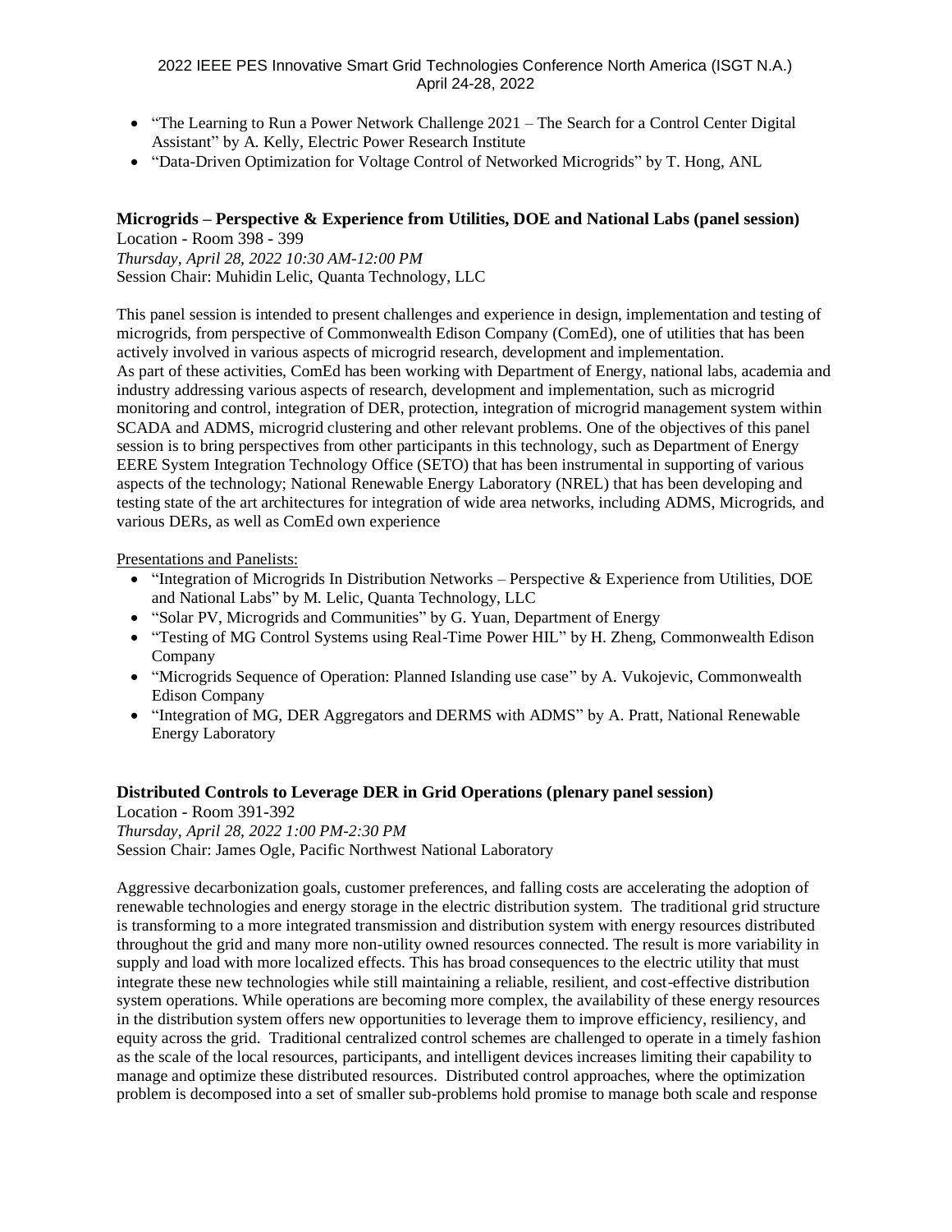- "The Learning to Run a Power Network Challenge 2021 – The Search for a Control Center Digital Assistant" by A. Kelly, Electric Power Research Institute
- "Data-Driven Optimization for Voltage Control of Networked Microgrids" by T. Hong, ANL

### Microgrids – Perspective & Experience from Utilities, DOE and National Labs (panel session)

Location - Room 398 - 399
*Thursday, April 28, 2022 10:30 AM-12:00 PM*
Session Chair: Muhidin Lelic, Quanta Technology, LLC

This panel session is intended to present challenges and experience in design, implementation and testing of microgrids, from perspective of Commonwealth Edison Company (ComEd), one of utilities that has been actively involved in various aspects of microgrid research, development and implementation.
As part of these activities, ComEd has been working with Department of Energy, national labs, academia and industry addressing various aspects of research, development and implementation, such as microgrid monitoring and control, integration of DER, protection, integration of microgrid management system within SCADA and ADMS, microgrid clustering and other relevant problems. One of the objectives of this panel session is to bring perspectives from other participants in this technology, such as Department of Energy EERE System Integration Technology Office (SETO) that has been instrumental in supporting of various aspects of the technology; National Renewable Energy Laboratory (NREL) that has been developing and testing state of the art architectures for integration of wide area networks, including ADMS, Microgrids, and various DERs, as well as ComEd own experience

Presentations and Panelists:

- "Integration of Microgrids In Distribution Networks – Perspective & Experience from Utilities, DOE and National Labs" by M. Lelic, Quanta Technology, LLC
- "Solar PV, Microgrids and Communities" by G. Yuan, Department of Energy
- "Testing of MG Control Systems using Real-Time Power HIL" by H. Zheng, Commonwealth Edison Company
- "Microgrids Sequence of Operation: Planned Islanding use case" by A. Vukojevic, Commonwealth Edison Company
- "Integration of MG, DER Aggregators and DERMS with ADMS" by A. Pratt, National Renewable Energy Laboratory

### Distributed Controls to Leverage DER in Grid Operations (plenary panel session)

Location - Room 391-392
*Thursday, April 28, 2022 1:00 PM-2:30 PM*
Session Chair: James Ogle, Pacific Northwest National Laboratory

Aggressive decarbonization goals, customer preferences, and falling costs are accelerating the adoption of renewable technologies and energy storage in the electric distribution system. The traditional grid structure is transforming to a more integrated transmission and distribution system with energy resources distributed throughout the grid and many more non-utility owned resources connected. The result is more variability in supply and load with more localized effects. This has broad consequences to the electric utility that must integrate these new technologies while still maintaining a reliable, resilient, and cost-effective distribution system operations. While operations are becoming more complex, the availability of these energy resources in the distribution system offers new opportunities to leverage them to improve efficiency, resiliency, and equity across the grid. Traditional centralized control schemes are challenged to operate in a timely fashion as the scale of the local resources, participants, and intelligent devices increases limiting their capability to manage and optimize these distributed resources. Distributed control approaches, where the optimization problem is decomposed into a set of smaller sub-problems hold promise to manage both scale and response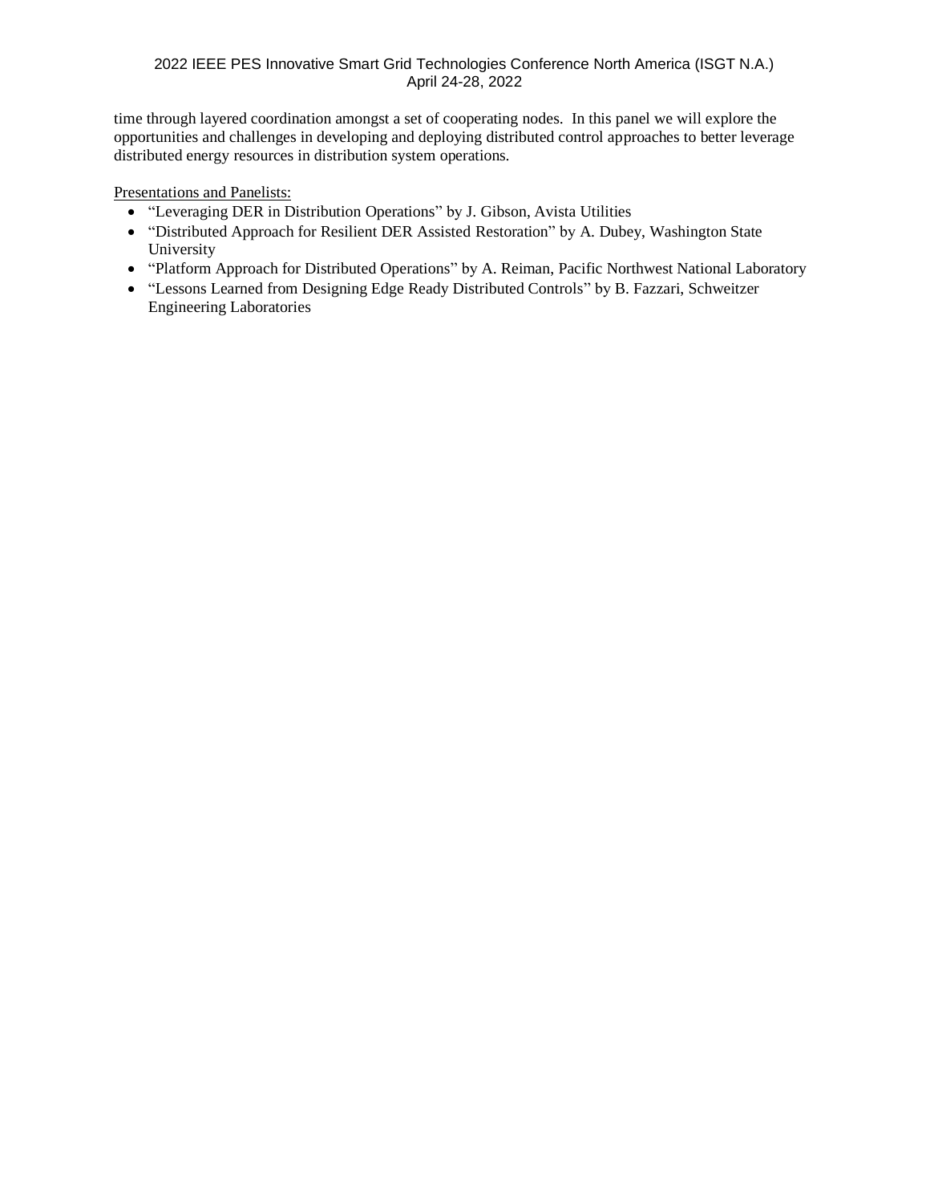time through layered coordination amongst a set of cooperating nodes. In this panel we will explore the opportunities and challenges in developing and deploying distributed control approaches to better leverage distributed energy resources in distribution system operations.

Presentations and Panelists:

- "Leveraging DER in Distribution Operations" by J. Gibson, Avista Utilities
- "Distributed Approach for Resilient DER Assisted Restoration" by A. Dubey, Washington State University
- "Platform Approach for Distributed Operations" by A. Reiman, Pacific Northwest National Laboratory
- "Lessons Learned from Designing Edge Ready Distributed Controls" by B. Fazzari, Schweitzer Engineering Laboratories